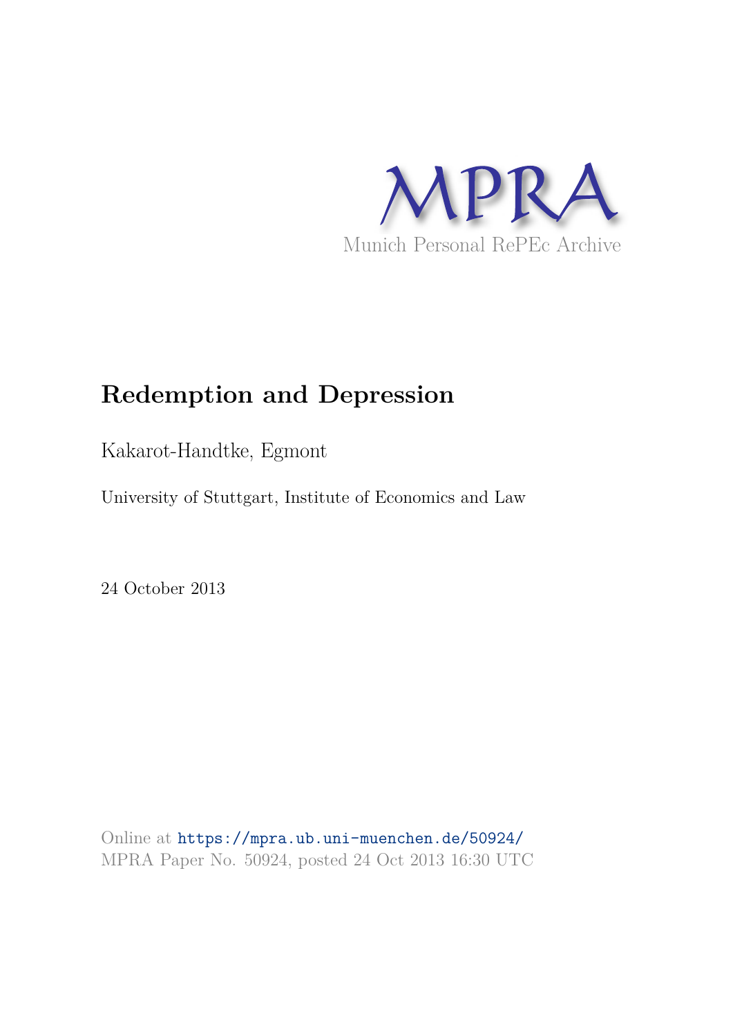MPRA

Munich Personal RePEc Archive

# Redemption and Depression

Kakarot-Handtke, Egmont

University of Stuttgart, Institute of Economics and Law

24 October 2013

Online at https://mpra.ub.uni-muenchen.de/50924/
MPRA Paper No. 50924, posted 24 Oct 2013 16:30 UTC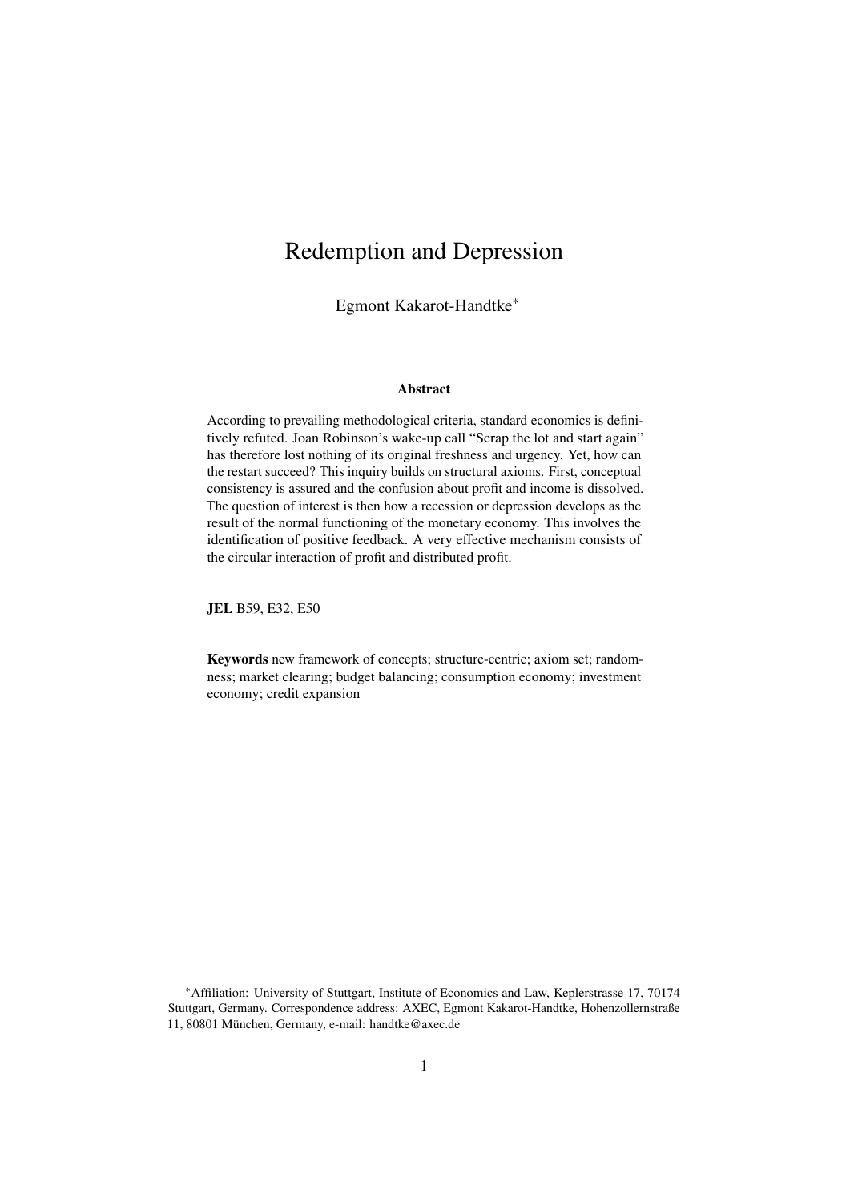# Redemption and Depression

Egmont Kakarot-Handtke*

### Abstract

According to prevailing methodological criteria, standard economics is definitively refuted. Joan Robinson's wake-up call "Scrap the lot and start again" has therefore lost nothing of its original freshness and urgency. Yet, how can the restart succeed? This inquiry builds on structural axioms. First, conceptual consistency is assured and the confusion about profit and income is dissolved. The question of interest is then how a recession or depression develops as the result of the normal functioning of the monetary economy. This involves the identification of positive feedback. A very effective mechanism consists of the circular interaction of profit and distributed profit.

**JEL** B59, E32, E50

**Keywords** new framework of concepts; structure-centric; axiom set; randomness; market clearing; budget balancing; consumption economy; investment economy; credit expansion

---

*Affiliation: University of Stuttgart, Institute of Economics and Law, Keplerstrasse 17, 70174 Stuttgart, Germany. Correspondence address: AXEC, Egmont Kakarot-Handtke, Hohenzollernstraße 11, 80801 München, Germany, e-mail: handtke@axec.de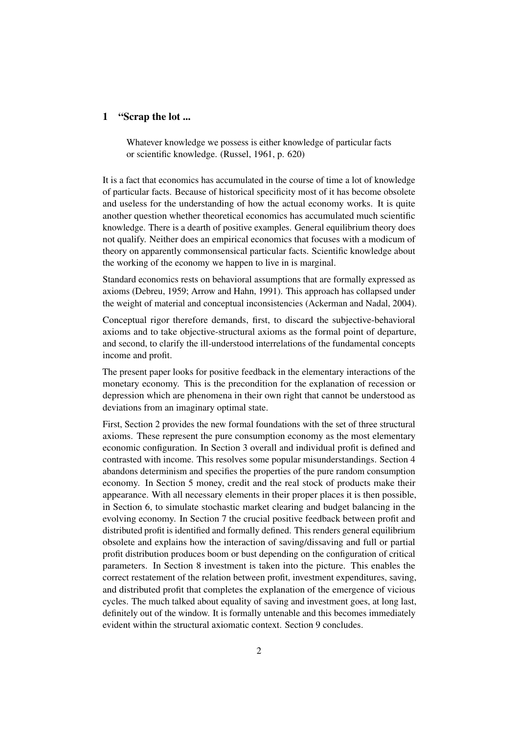## 1 "Scrap the lot ...

> Whatever knowledge we possess is either knowledge of particular facts or scientific knowledge. (Russel, 1961, p. 620)

It is a fact that economics has accumulated in the course of time a lot of knowledge of particular facts. Because of historical specificity most of it has become obsolete and useless for the understanding of how the actual economy works. It is quite another question whether theoretical economics has accumulated much scientific knowledge. There is a dearth of positive examples. General equilibrium theory does not qualify. Neither does an empirical economics that focuses with a modicum of theory on apparently commonsensical particular facts. Scientific knowledge about the working of the economy we happen to live in is marginal.

Standard economics rests on behavioral assumptions that are formally expressed as axioms (Debreu, 1959; Arrow and Hahn, 1991). This approach has collapsed under the weight of material and conceptual inconsistencies (Ackerman and Nadal, 2004).

Conceptual rigor therefore demands, first, to discard the subjective-behavioral axioms and to take objective-structural axioms as the formal point of departure, and second, to clarify the ill-understood interrelations of the fundamental concepts income and profit.

The present paper looks for positive feedback in the elementary interactions of the monetary economy. This is the precondition for the explanation of recession or depression which are phenomena in their own right that cannot be understood as deviations from an imaginary optimal state.

First, Section 2 provides the new formal foundations with the set of three structural axioms. These represent the pure consumption economy as the most elementary economic configuration. In Section 3 overall and individual profit is defined and contrasted with income. This resolves some popular misunderstandings. Section 4 abandons determinism and specifies the properties of the pure random consumption economy. In Section 5 money, credit and the real stock of products make their appearance. With all necessary elements in their proper places it is then possible, in Section 6, to simulate stochastic market clearing and budget balancing in the evolving economy. In Section 7 the crucial positive feedback between profit and distributed profit is identified and formally defined. This renders general equilibrium obsolete and explains how the interaction of saving/dissaving and full or partial profit distribution produces boom or bust depending on the configuration of critical parameters. In Section 8 investment is taken into the picture. This enables the correct restatement of the relation between profit, investment expenditures, saving, and distributed profit that completes the explanation of the emergence of vicious cycles. The much talked about equality of saving and investment goes, at long last, definitely out of the window. It is formally untenable and this becomes immediately evident within the structural axiomatic context. Section 9 concludes.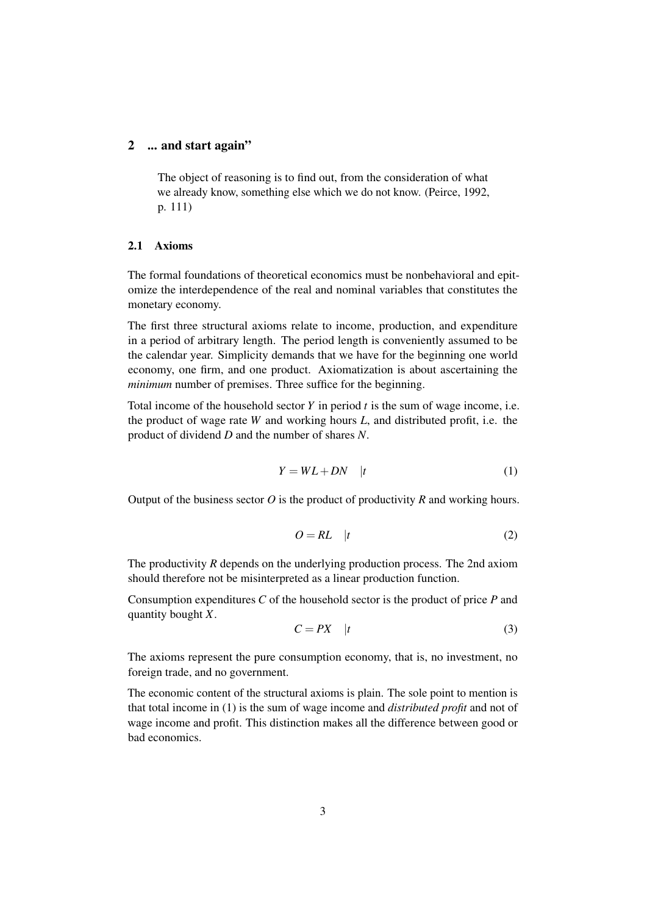## 2 ... and start again"

> The object of reasoning is to find out, from the consideration of what we already know, something else which we do not know. (Peirce, 1992, p. 111)

### 2.1 Axioms

The formal foundations of theoretical economics must be nonbehavioral and epitomize the interdependence of the real and nominal variables that constitutes the monetary economy.

The first three structural axioms relate to income, production, and expenditure in a period of arbitrary length. The period length is conveniently assumed to be the calendar year. Simplicity demands that we have for the beginning one world economy, one firm, and one product. Axiomatization is about ascertaining the *minimum* number of premises. Three suffice for the beginning.

Total income of the household sector $Y$ in period $t$ is the sum of wage income, i.e. the product of wage rate $W$ and working hours $L$, and distributed profit, i.e. the product of dividend $D$ and the number of shares $N$.

$$Y = WL + DN \quad |t \tag{1}$$

Output of the business sector $O$ is the product of productivity $R$ and working hours.

$$O = RL \quad |t \tag{2}$$

The productivity $R$ depends on the underlying production process. The 2nd axiom should therefore not be misinterpreted as a linear production function.

Consumption expenditures $C$ of the household sector is the product of price $P$ and quantity bought $X$.

$$C = PX \quad |t \tag{3}$$

The axioms represent the pure consumption economy, that is, no investment, no foreign trade, and no government.

The economic content of the structural axioms is plain. The sole point to mention is that total income in (1) is the sum of wage income and *distributed profit* and not of wage income and profit. This distinction makes all the difference between good or bad economics.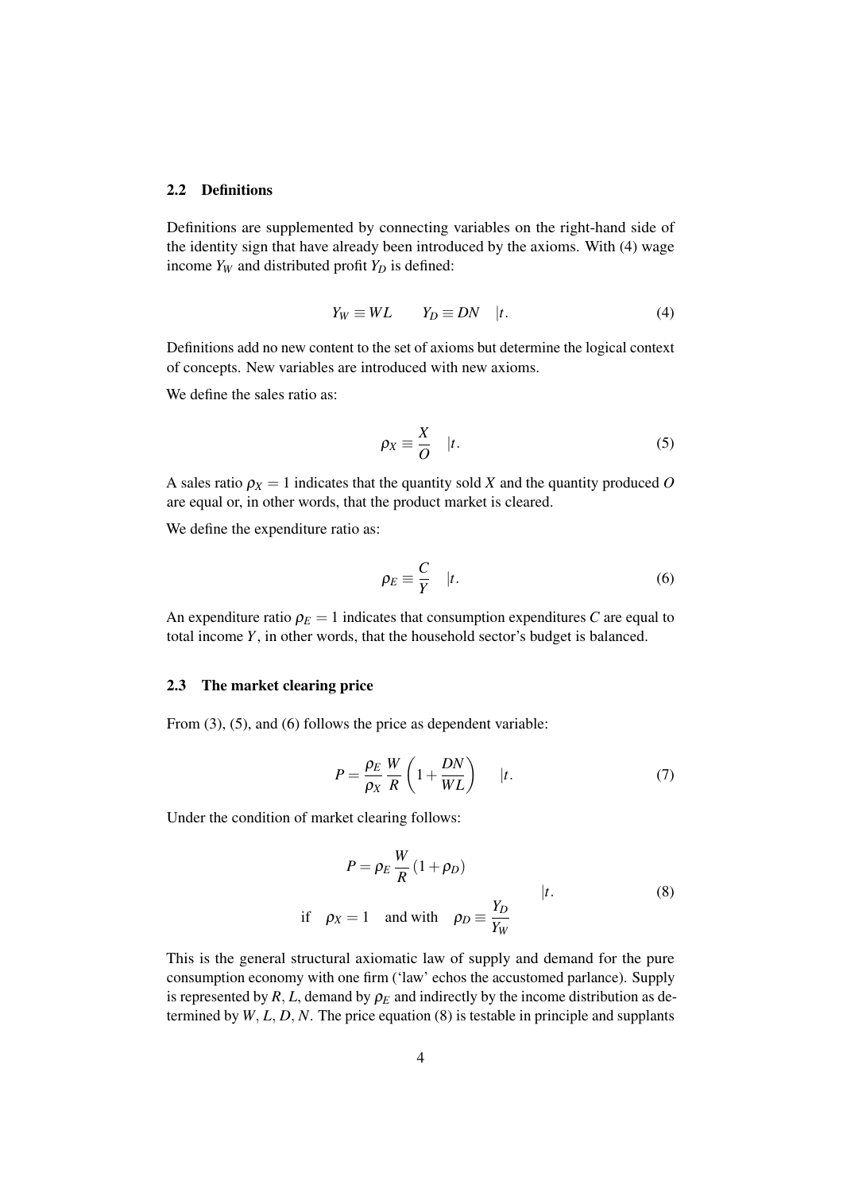### 2.2 Definitions

Definitions are supplemented by connecting variables on the right-hand side of the identity sign that have already been introduced by the axioms. With (4) wage income $Y_W$ and distributed profit $Y_D$ is defined:

$$Y_W \equiv WL \qquad Y_D \equiv DN \quad |t. \tag{4}$$

Definitions add no new content to the set of axioms but determine the logical context of concepts. New variables are introduced with new axioms.

We define the sales ratio as:

$$\rho_X \equiv \frac{X}{O} \quad |t. \tag{5}$$

A sales ratio $\rho_X = 1$ indicates that the quantity sold $X$ and the quantity produced $O$ are equal or, in other words, that the product market is cleared.

We define the expenditure ratio as:

$$\rho_E \equiv \frac{C}{Y} \quad |t. \tag{6}$$

An expenditure ratio $\rho_E = 1$ indicates that consumption expenditures $C$ are equal to total income $Y$, in other words, that the household sector's budget is balanced.

### 2.3 The market clearing price

From (3), (5), and (6) follows the price as dependent variable:

$$P = \frac{\rho_E}{\rho_X}\frac{W}{R}\left(1 + \frac{DN}{WL}\right) \quad |t. \tag{7}$$

Under the condition of market clearing follows:

$$\begin{aligned} P &= \rho_E \frac{W}{R}(1 + \rho_D) \\ \text{if} \quad \rho_X &= 1 \quad \text{and with} \quad \rho_D \equiv \frac{Y_D}{Y_W} \end{aligned} \quad |t. \tag{8}$$

This is the general structural axiomatic law of supply and demand for the pure consumption economy with one firm ('law' echos the accustomed parlance). Supply is represented by $R$, $L$, demand by $\rho_E$ and indirectly by the income distribution as determined by $W$, $L$, $D$, $N$. The price equation (8) is testable in principle and supplants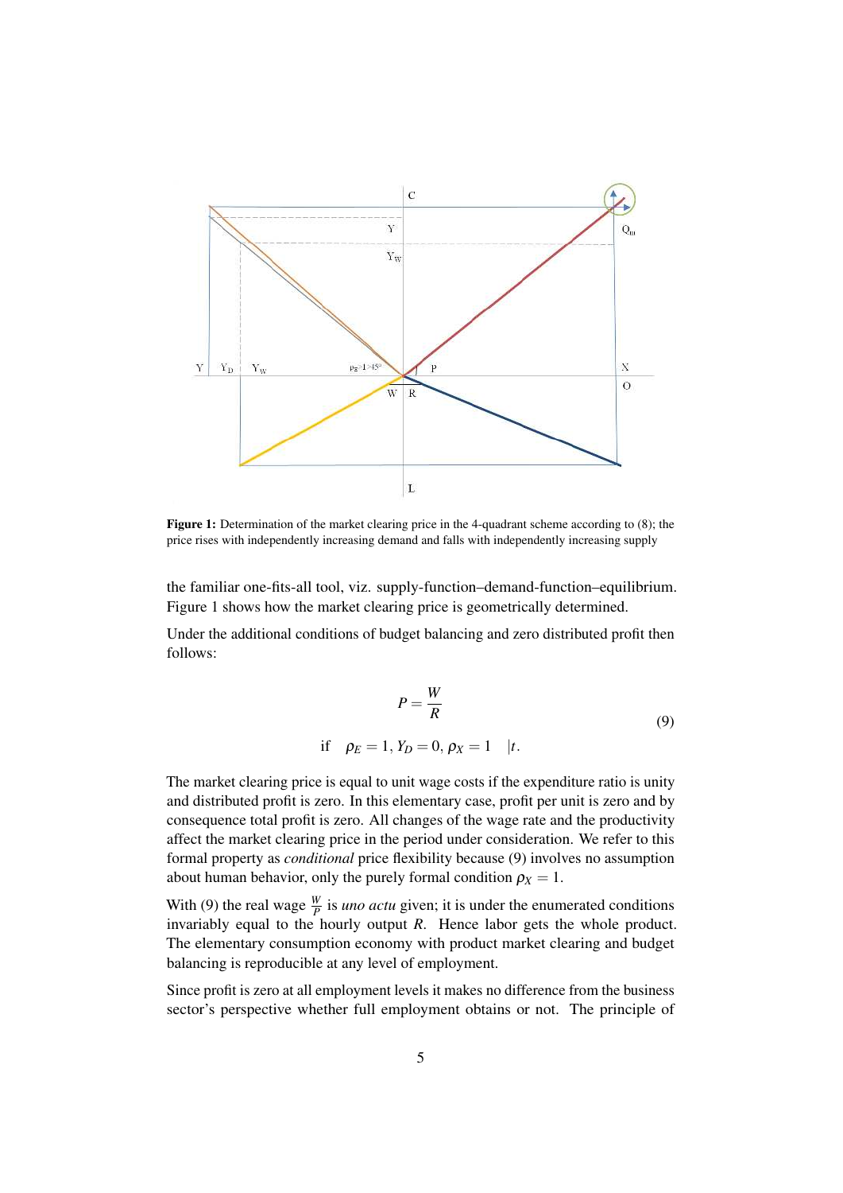**Figure 1:** Determination of the market clearing price in the 4-quadrant scheme according to (8); the price rises with independently increasing demand and falls with independently increasing supply

the familiar one-fits-all tool, viz. supply-function–demand-function–equilibrium. Figure 1 shows how the market clearing price is geometrically determined.

Under the additional conditions of budget balancing and zero distributed profit then follows:

$$P = \frac{W}{R} \quad \text{if} \quad \rho_E = 1,\, Y_D = 0,\, \rho_X = 1 \quad |t. \tag{9}$$

The market clearing price is equal to unit wage costs if the expenditure ratio is unity and distributed profit is zero. In this elementary case, profit per unit is zero and by consequence total profit is zero. All changes of the wage rate and the productivity affect the market clearing price in the period under consideration. We refer to this formal property as *conditional* price flexibility because (9) involves no assumption about human behavior, only the purely formal condition $\rho_X = 1$.

With (9) the real wage $\frac{W}{P}$ is *uno actu* given; it is under the enumerated conditions invariably equal to the hourly output $R$. Hence labor gets the whole product. The elementary consumption economy with product market clearing and budget balancing is reproducible at any level of employment.

Since profit is zero at all employment levels it makes no difference from the business sector's perspective whether full employment obtains or not. The principle of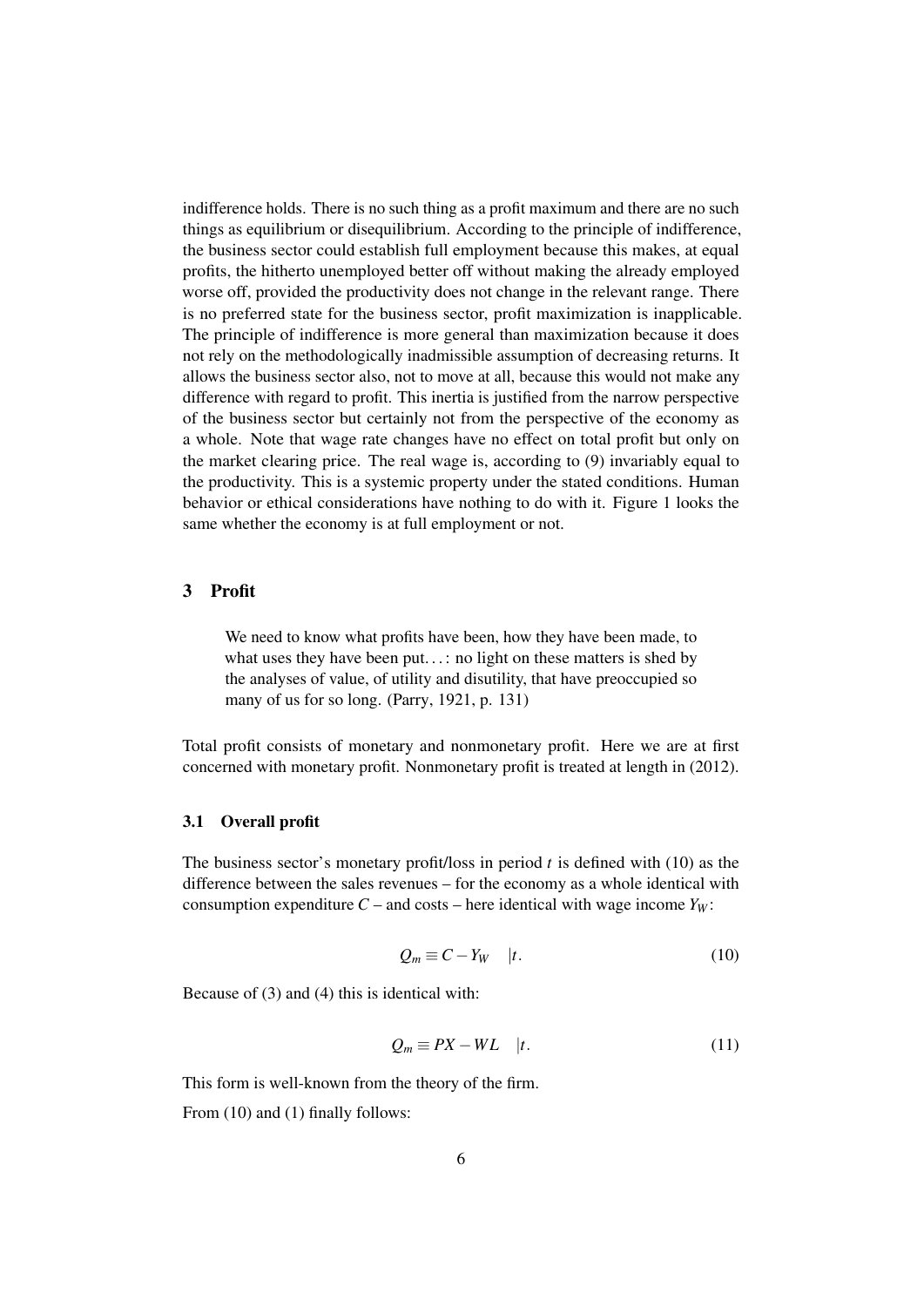indifference holds. There is no such thing as a profit maximum and there are no such things as equilibrium or disequilibrium. According to the principle of indifference, the business sector could establish full employment because this makes, at equal profits, the hitherto unemployed better off without making the already employed worse off, provided the productivity does not change in the relevant range. There is no preferred state for the business sector, profit maximization is inapplicable. The principle of indifference is more general than maximization because it does not rely on the methodologically inadmissible assumption of decreasing returns. It allows the business sector also, not to move at all, because this would not make any difference with regard to profit. This inertia is justified from the narrow perspective of the business sector but certainly not from the perspective of the economy as a whole. Note that wage rate changes have no effect on total profit but only on the market clearing price. The real wage is, according to (9) invariably equal to the productivity. This is a systemic property under the stated conditions. Human behavior or ethical considerations have nothing to do with it. Figure 1 looks the same whether the economy is at full employment or not.

## 3 Profit

> We need to know what profits have been, how they have been made, to what uses they have been put. . . : no light on these matters is shed by the analyses of value, of utility and disutility, that have preoccupied so many of us for so long. (Parry, 1921, p. 131)

Total profit consists of monetary and nonmonetary profit. Here we are at first concerned with monetary profit. Nonmonetary profit is treated at length in (2012).

### 3.1 Overall profit

The business sector's monetary profit/loss in period $t$ is defined with (10) as the difference between the sales revenues – for the economy as a whole identical with consumption expenditure $C$ – and costs – here identical with wage income $Y_W$:

$$Q_m \equiv C - Y_W \quad |t. \tag{10}$$

Because of (3) and (4) this is identical with:

$$Q_m \equiv PX - WL \quad |t. \tag{11}$$

This form is well-known from the theory of the firm.

From (10) and (1) finally follows: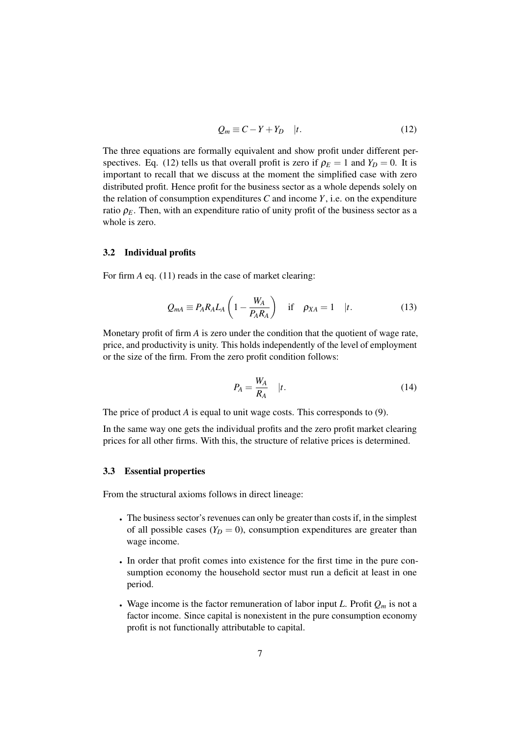$$Q_m \equiv C - Y + Y_D \quad |t. \tag{12}$$

The three equations are formally equivalent and show profit under different perspectives. Eq. (12) tells us that overall profit is zero if $\rho_E = 1$ and $Y_D = 0$. It is important to recall that we discuss at the moment the simplified case with zero distributed profit. Hence profit for the business sector as a whole depends solely on the relation of consumption expenditures $C$ and income $Y$, i.e. on the expenditure ratio $\rho_E$. Then, with an expenditure ratio of unity profit of the business sector as a whole is zero.

### 3.2 Individual profits

For firm $A$ eq. (11) reads in the case of market clearing:

$$Q_{mA} \equiv P_A R_A L_A \left(1 - \frac{W_A}{P_A R_A}\right) \quad \text{if} \quad \rho_{XA} = 1 \quad |t. \tag{13}$$

Monetary profit of firm $A$ is zero under the condition that the quotient of wage rate, price, and productivity is unity. This holds independently of the level of employment or the size of the firm. From the zero profit condition follows:

$$P_A = \frac{W_A}{R_A} \quad |t. \tag{14}$$

The price of product $A$ is equal to unit wage costs. This corresponds to (9).

In the same way one gets the individual profits and the zero profit market clearing prices for all other firms. With this, the structure of relative prices is determined.

### 3.3 Essential properties

From the structural axioms follows in direct lineage:

- The business sector's revenues can only be greater than costs if, in the simplest of all possible cases ($Y_D = 0$), consumption expenditures are greater than wage income.
- In order that profit comes into existence for the first time in the pure consumption economy the household sector must run a deficit at least in one period.
- Wage income is the factor remuneration of labor input $L$. Profit $Q_m$ is not a factor income. Since capital is nonexistent in the pure consumption economy profit is not functionally attributable to capital.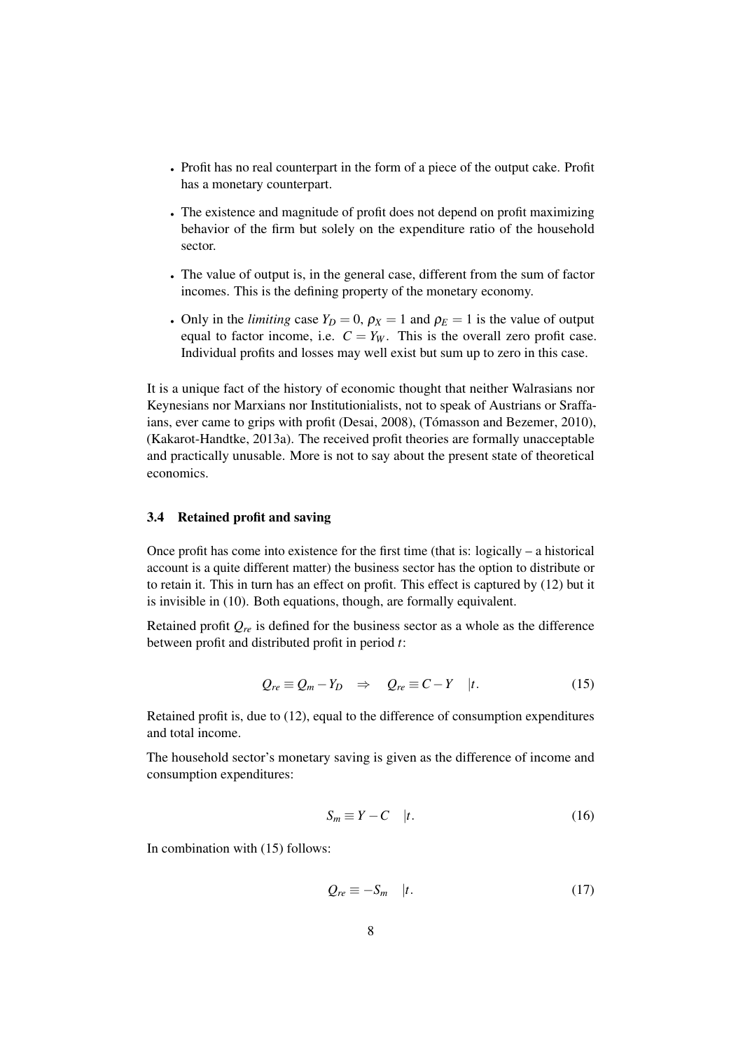- Profit has no real counterpart in the form of a piece of the output cake. Profit has a monetary counterpart.
- The existence and magnitude of profit does not depend on profit maximizing behavior of the firm but solely on the expenditure ratio of the household sector.
- The value of output is, in the general case, different from the sum of factor incomes. This is the defining property of the monetary economy.
- Only in the *limiting* case $Y_D = 0$, $\rho_X = 1$ and $\rho_E = 1$ is the value of output equal to factor income, i.e. $C = Y_W$. This is the overall zero profit case. Individual profits and losses may well exist but sum up to zero in this case.

It is a unique fact of the history of economic thought that neither Walrasians nor Keynesians nor Marxians nor Institutionialists, not to speak of Austrians or Sraffaians, ever came to grips with profit (Desai, 2008), (Tómasson and Bezemer, 2010), (Kakarot-Handtke, 2013a). The received profit theories are formally unacceptable and practically unusable. More is not to say about the present state of theoretical economics.

### 3.4 Retained profit and saving

Once profit has come into existence for the first time (that is: logically – a historical account is a quite different matter) the business sector has the option to distribute or to retain it. This in turn has an effect on profit. This effect is captured by (12) but it is invisible in (10). Both equations, though, are formally equivalent.

Retained profit $Q_{re}$ is defined for the business sector as a whole as the difference between profit and distributed profit in period $t$:

$$Q_{re} \equiv Q_m - Y_D \quad \Rightarrow \quad Q_{re} \equiv C - Y \quad |t. \tag{15}$$

Retained profit is, due to (12), equal to the difference of consumption expenditures and total income.

The household sector's monetary saving is given as the difference of income and consumption expenditures:

$$S_m \equiv Y - C \quad |t. \tag{16}$$

In combination with (15) follows:

$$Q_{re} \equiv -S_m \quad |t. \tag{17}$$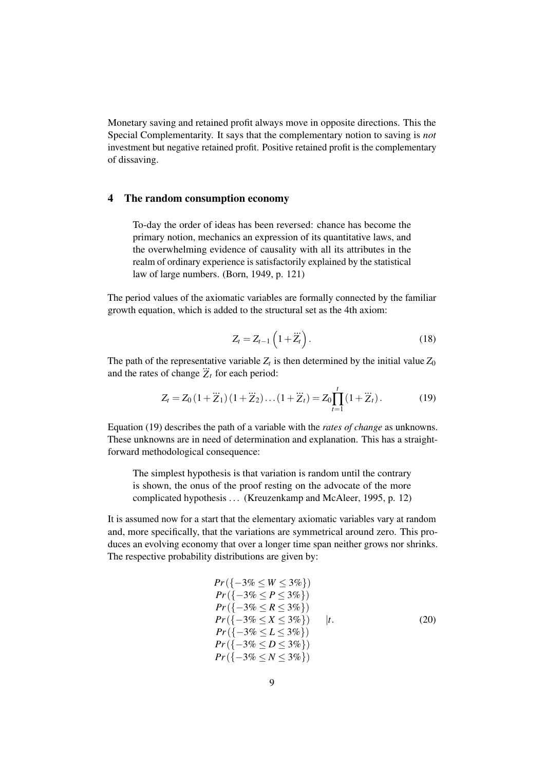Monetary saving and retained profit always move in opposite directions. This the Special Complementarity. It says that the complementary notion to saving is *not* investment but negative retained profit. Positive retained profit is the complementary of dissaving.

## 4 The random consumption economy

> To-day the order of ideas has been reversed: chance has become the primary notion, mechanics an expression of its quantitative laws, and the overwhelming evidence of causality with all its attributes in the realm of ordinary experience is satisfactorily explained by the statistical law of large numbers. (Born, 1949, p. 121)

The period values of the axiomatic variables are formally connected by the familiar growth equation, which is added to the structural set as the 4th axiom:

$$Z_t = Z_{t-1}\left(1+\ddot{Z}_t\right). \tag{18}$$

The path of the representative variable $Z_t$ is then determined by the initial value $Z_0$ and the rates of change $\ddot{Z}_t$ for each period:

$$Z_t = Z_0\left(1+\ddot{Z}_1\right)\left(1+\ddot{Z}_2\right)\ldots\left(1+\ddot{Z}_t\right) = Z_0\prod_{t=1}^{t}\left(1+\ddot{Z}_t\right). \tag{19}$$

Equation (19) describes the path of a variable with the *rates of change* as unknowns. These unknowns are in need of determination and explanation. This has a straightforward methodological consequence:

> The simplest hypothesis is that variation is random until the contrary is shown, the onus of the proof resting on the advocate of the more complicated hypothesis ... (Kreuzenkamp and McAleer, 1995, p. 12)

It is assumed now for a start that the elementary axiomatic variables vary at random and, more specifically, that the variations are symmetrical around zero. This produces an evolving economy that over a longer time span neither grows nor shrinks. The respective probability distributions are given by:

$$\left.\begin{aligned}
&Pr\left(\{-3\% \leq W \leq 3\%\}\right)\\
&Pr\left(\{-3\% \leq P \leq 3\%\}\right)\\
&Pr\left(\{-3\% \leq R \leq 3\%\}\right)\\
&Pr\left(\{-3\% \leq X \leq 3\%\}\right)\\
&Pr\left(\{-3\% \leq L \leq 3\%\}\right)\\
&Pr\left(\{-3\% \leq D \leq 3\%\}\right)\\
&Pr\left(\{-3\% \leq N \leq 3\%\}\right)
\end{aligned}\right| t. \tag{20}$$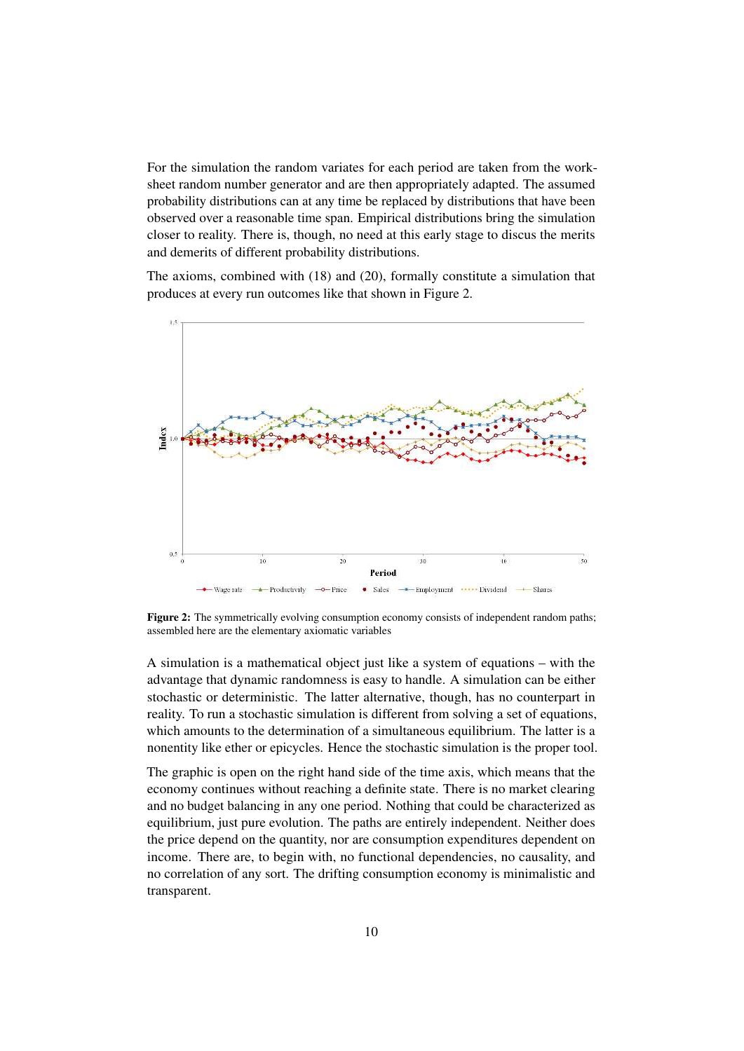For the simulation the random variates for each period are taken from the worksheet random number generator and are then appropriately adapted. The assumed probability distributions can at any time be replaced by distributions that have been observed over a reasonable time span. Empirical distributions bring the simulation closer to reality. There is, though, no need at this early stage to discus the merits and demerits of different probability distributions.

The axioms, combined with (18) and (20), formally constitute a simulation that produces at every run outcomes like that shown in Figure 2.

**Figure 2:** The symmetrically evolving consumption economy consists of independent random paths; assembled here are the elementary axiomatic variables

A simulation is a mathematical object just like a system of equations – with the advantage that dynamic randomness is easy to handle. A simulation can be either stochastic or deterministic. The latter alternative, though, has no counterpart in reality. To run a stochastic simulation is different from solving a set of equations, which amounts to the determination of a simultaneous equilibrium. The latter is a nonentity like ether or epicycles. Hence the stochastic simulation is the proper tool.

The graphic is open on the right hand side of the time axis, which means that the economy continues without reaching a definite state. There is no market clearing and no budget balancing in any one period. Nothing that could be characterized as equilibrium, just pure evolution. The paths are entirely independent. Neither does the price depend on the quantity, nor are consumption expenditures dependent on income. There are, to begin with, no functional dependencies, no causality, and no correlation of any sort. The drifting consumption economy is minimalistic and transparent.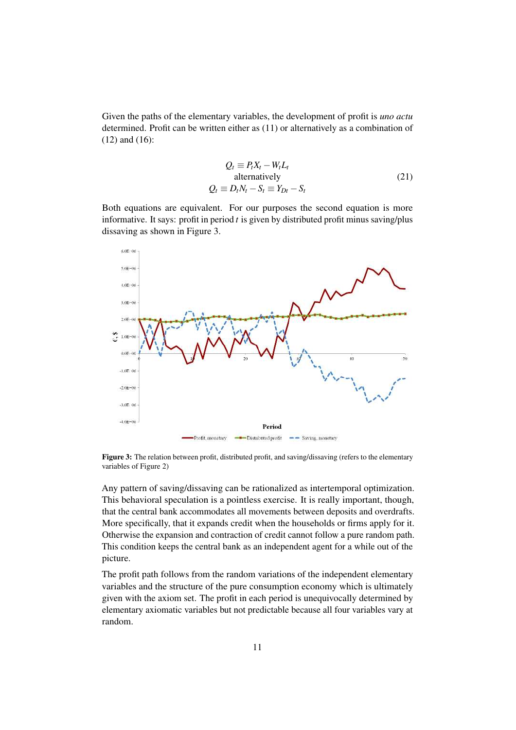Given the paths of the elementary variables, the development of profit is *uno actu* determined. Profit can be written either as (11) or alternatively as a combination of (12) and (16):

$$
\begin{gathered}
Q_t \equiv P_t X_t - W_t L_t \\
\text{alternatively} \\
Q_t \equiv D_t N_t - S_t \equiv Y_{Dt} - S_t
\end{gathered}
\tag{21}
$$

Both equations are equivalent. For our purposes the second equation is more informative. It says: profit in period $t$ is given by distributed profit minus saving/plus dissaving as shown in Figure 3.

**Figure 3:** The relation between profit, distributed profit, and saving/dissaving (refers to the elementary variables of Figure 2)

Any pattern of saving/dissaving can be rationalized as intertemporal optimization. This behavioral speculation is a pointless exercise. It is really important, though, that the central bank accommodates all movements between deposits and overdrafts. More specifically, that it expands credit when the households or firms apply for it. Otherwise the expansion and contraction of credit cannot follow a pure random path. This condition keeps the central bank as an independent agent for a while out of the picture.

The profit path follows from the random variations of the independent elementary variables and the structure of the pure consumption economy which is ultimately given with the axiom set. The profit in each period is unequivocally determined by elementary axiomatic variables but not predictable because all four variables vary at random.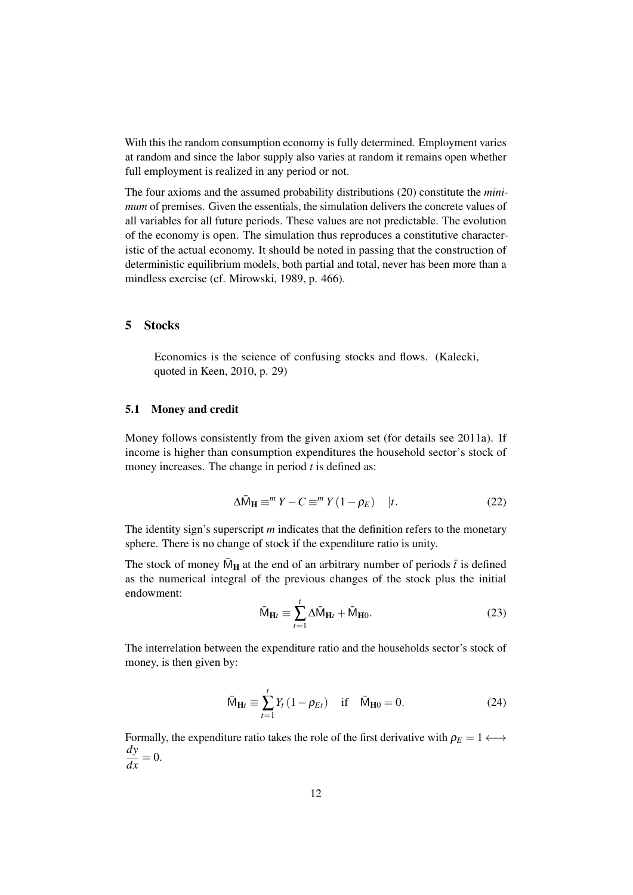With this the random consumption economy is fully determined. Employment varies at random and since the labor supply also varies at random it remains open whether full employment is realized in any period or not.

The four axioms and the assumed probability distributions (20) constitute the *minimum* of premises. Given the essentials, the simulation delivers the concrete values of all variables for all future periods. These values are not predictable. The evolution of the economy is open. The simulation thus reproduces a constitutive characteristic of the actual economy. It should be noted in passing that the construction of deterministic equilibrium models, both partial and total, never has been more than a mindless exercise (cf. Mirowski, 1989, p. 466).

## 5 Stocks

> Economics is the science of confusing stocks and flows. (Kalecki, quoted in Keen, 2010, p. 29)

### 5.1 Money and credit

Money follows consistently from the given axiom set (for details see 2011a). If income is higher than consumption expenditures the household sector's stock of money increases. The change in period $t$ is defined as:

$$\Delta \bar{\mathsf{M}}_{\mathbf{H}} \equiv^{m} Y - C \equiv^{m} Y \left(1 - \rho_{E}\right) \quad |t. \tag{22}$$

The identity sign's superscript $m$ indicates that the definition refers to the monetary sphere. There is no change of stock if the expenditure ratio is unity.

The stock of money $\bar{\mathsf{M}}_{\mathbf{H}}$ at the end of an arbitrary number of periods $\bar{t}$ is defined as the numerical integral of the previous changes of the stock plus the initial endowment:

$$\bar{\mathsf{M}}_{\mathbf{H}t} \equiv \sum_{t=1}^{\bar{t}} \Delta \bar{\mathsf{M}}_{\mathbf{H}t} + \bar{\mathsf{M}}_{\mathbf{H}0}. \tag{23}$$

The interrelation between the expenditure ratio and the households sector's stock of money, is then given by:

$$\bar{\mathsf{M}}_{\mathbf{H}t} \equiv \sum_{t=1}^{\bar{t}} Y_{t} \left(1 - \rho_{Et}\right) \quad \text{if} \quad \bar{\mathsf{M}}_{\mathbf{H}0} = 0. \tag{24}$$

Formally, the expenditure ratio takes the role of the first derivative with $\rho_{E} = 1 \longleftrightarrow \dfrac{dy}{dx} = 0$.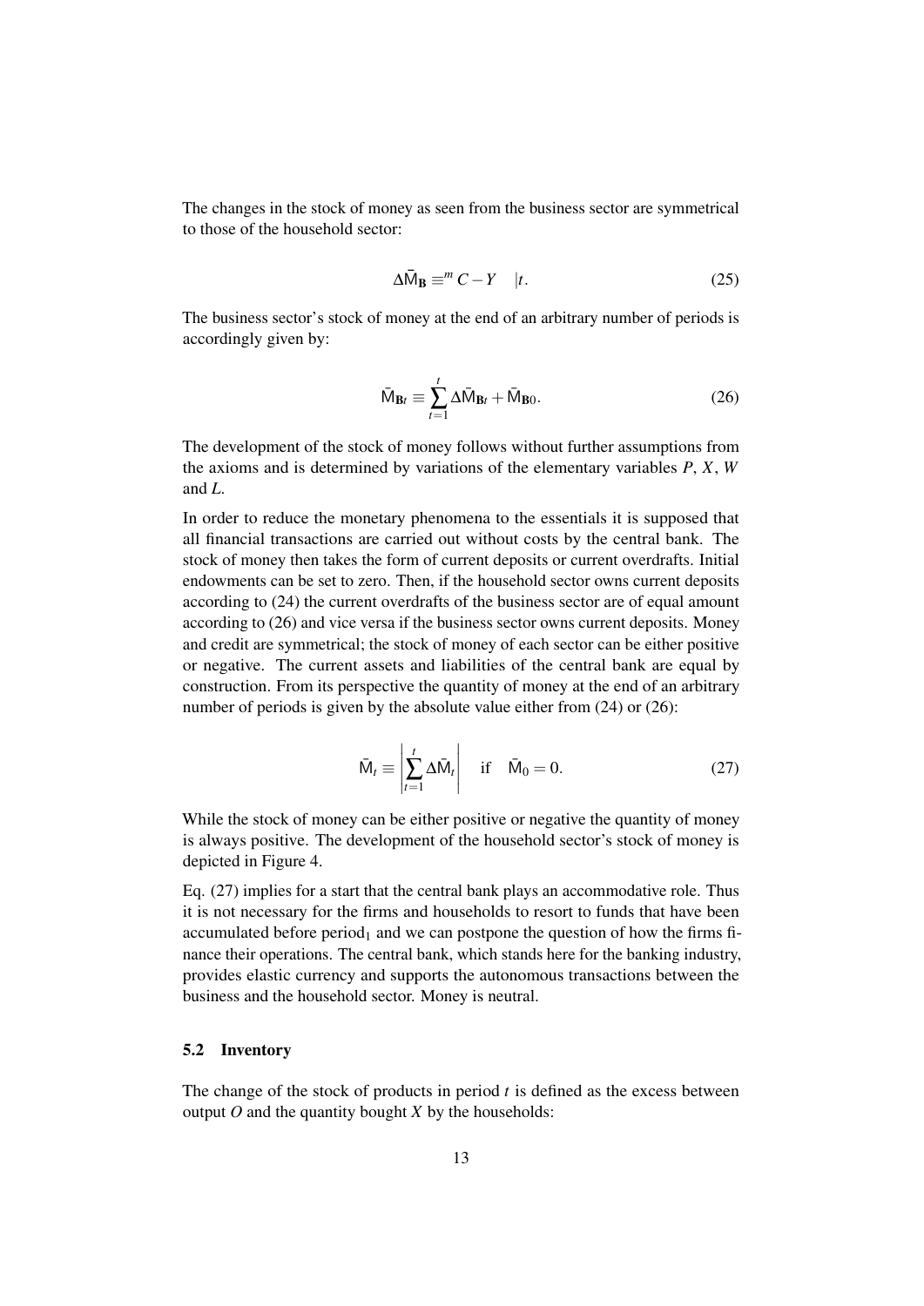The changes in the stock of money as seen from the business sector are symmetrical to those of the household sector:

$$\Delta \bar{\mathsf{M}}_{\mathbf{B}} \equiv^{m} C - Y \quad |t. \tag{25}$$

The business sector's stock of money at the end of an arbitrary number of periods is accordingly given by:

$$\bar{\mathsf{M}}_{\mathbf{B}t} \equiv \sum_{t=1}^{t} \Delta \bar{\mathsf{M}}_{\mathbf{B}t} + \bar{\mathsf{M}}_{\mathbf{B}0}. \tag{26}$$

The development of the stock of money follows without further assumptions from the axioms and is determined by variations of the elementary variables $P$, $X$, $W$ and $L$.

In order to reduce the monetary phenomena to the essentials it is supposed that all financial transactions are carried out without costs by the central bank. The stock of money then takes the form of current deposits or current overdrafts. Initial endowments can be set to zero. Then, if the household sector owns current deposits according to (24) the current overdrafts of the business sector are of equal amount according to (26) and vice versa if the business sector owns current deposits. Money and credit are symmetrical; the stock of money of each sector can be either positive or negative. The current assets and liabilities of the central bank are equal by construction. From its perspective the quantity of money at the end of an arbitrary number of periods is given by the absolute value either from (24) or (26):

$$\bar{\mathsf{M}}_{t} \equiv \left| \sum_{t=1}^{t} \Delta \bar{\mathsf{M}}_{t} \right| \quad \text{if} \quad \bar{\mathsf{M}}_{0} = 0. \tag{27}$$

While the stock of money can be either positive or negative the quantity of money is always positive. The development of the household sector's stock of money is depicted in Figure 4.

Eq. (27) implies for a start that the central bank plays an accommodative role. Thus it is not necessary for the firms and households to resort to funds that have been accumulated before $\text{period}_1$ and we can postpone the question of how the firms finance their operations. The central bank, which stands here for the banking industry, provides elastic currency and supports the autonomous transactions between the business and the household sector. Money is neutral.

### 5.2 Inventory

The change of the stock of products in period $t$ is defined as the excess between output $O$ and the quantity bought $X$ by the households: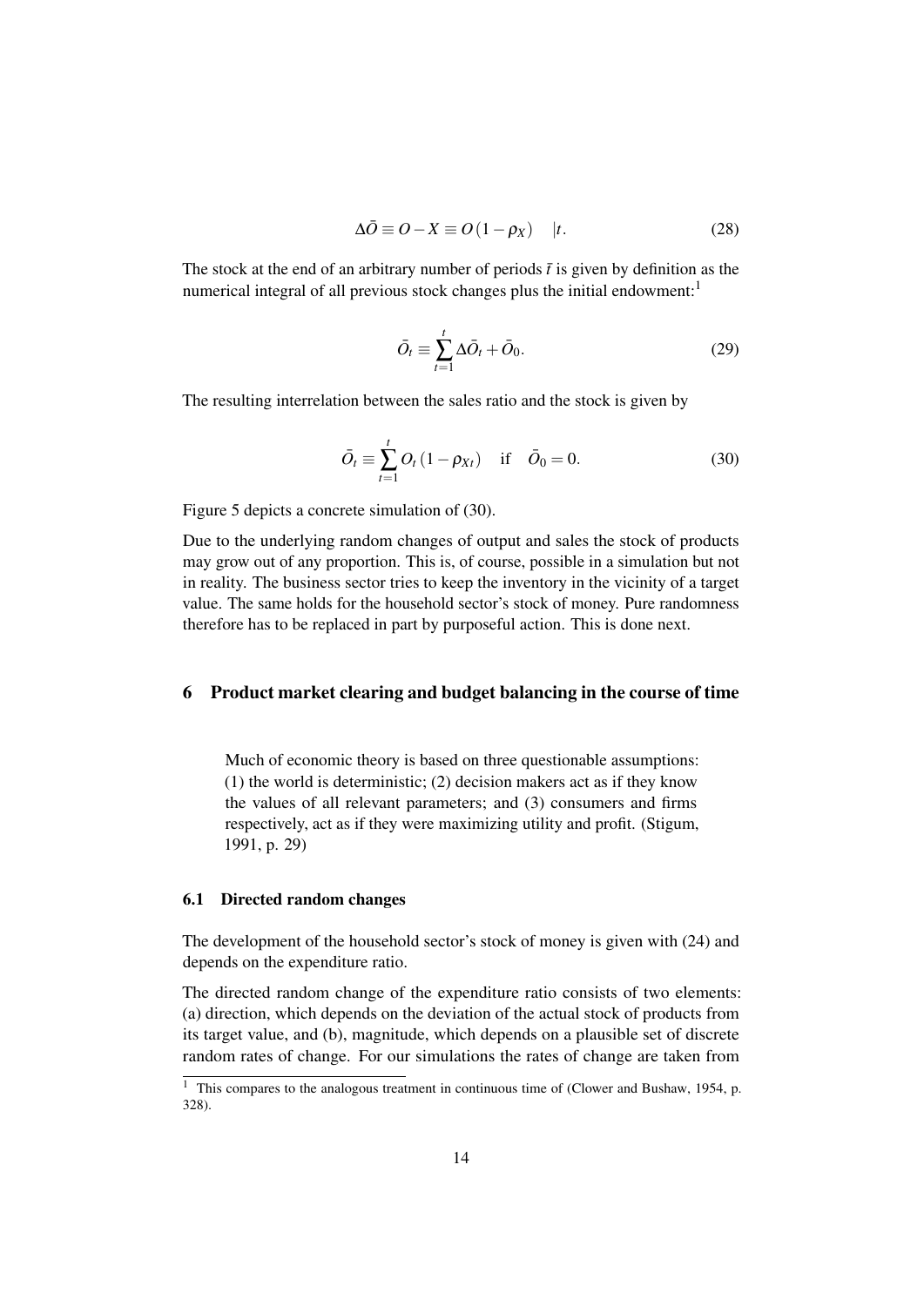$$\Delta\bar{O} \equiv O - X \equiv O\left(1 - \rho_X\right) \quad |t. \tag{28}$$

The stock at the end of an arbitrary number of periods $\bar{t}$ is given by definition as the numerical integral of all previous stock changes plus the initial endowment:[1]

$$\bar{O}_t \equiv \sum_{t=1}^{t} \Delta\bar{O}_t + \bar{O}_0. \tag{29}$$

The resulting interrelation between the sales ratio and the stock is given by

$$\bar{O}_t \equiv \sum_{t=1}^{t} O_t\left(1 - \rho_{Xt}\right) \quad \text{if} \quad \bar{O}_0 = 0. \tag{30}$$

Figure 5 depicts a concrete simulation of (30).

Due to the underlying random changes of output and sales the stock of products may grow out of any proportion. This is, of course, possible in a simulation but not in reality. The business sector tries to keep the inventory in the vicinity of a target value. The same holds for the household sector's stock of money. Pure randomness therefore has to be replaced in part by purposeful action. This is done next.

## 6 Product market clearing and budget balancing in the course of time

> Much of economic theory is based on three questionable assumptions: (1) the world is deterministic; (2) decision makers act as if they know the values of all relevant parameters; and (3) consumers and firms respectively, act as if they were maximizing utility and profit. (Stigum, 1991, p. 29)

### 6.1 Directed random changes

The development of the household sector's stock of money is given with (24) and depends on the expenditure ratio.

The directed random change of the expenditure ratio consists of two elements: (a) direction, which depends on the deviation of the actual stock of products from its target value, and (b), magnitude, which depends on a plausible set of discrete random rates of change. For our simulations the rates of change are taken from

[1] This compares to the analogous treatment in continuous time of (Clower and Bushaw, 1954, p. 328).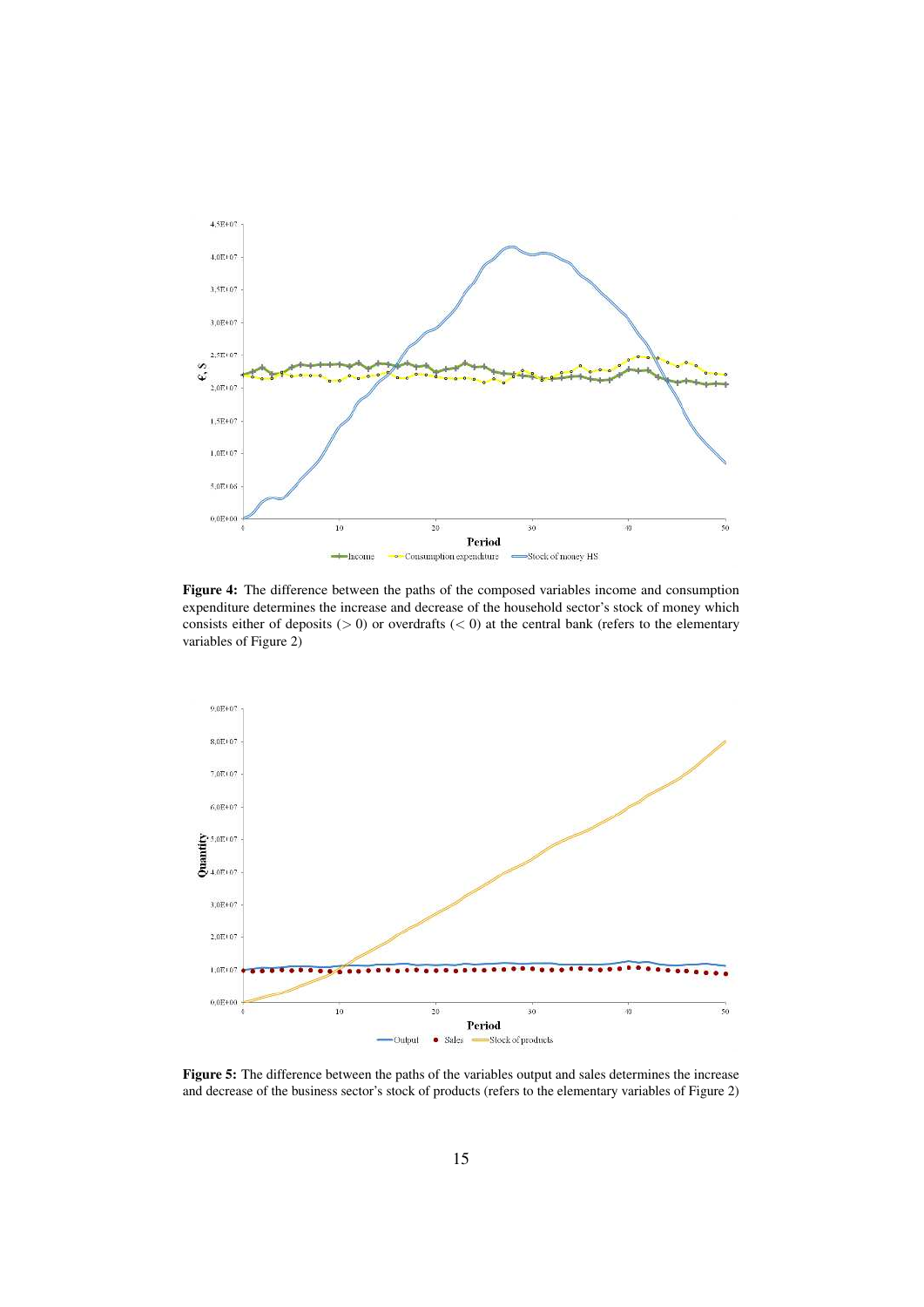**Figure 4:** The difference between the paths of the composed variables income and consumption expenditure determines the increase and decrease of the household sector's stock of money which consists either of deposits ($> 0$) or overdrafts ($< 0$) at the central bank (refers to the elementary variables of Figure 2)

**Figure 5:** The difference between the paths of the variables output and sales determines the increase and decrease of the business sector's stock of products (refers to the elementary variables of Figure 2)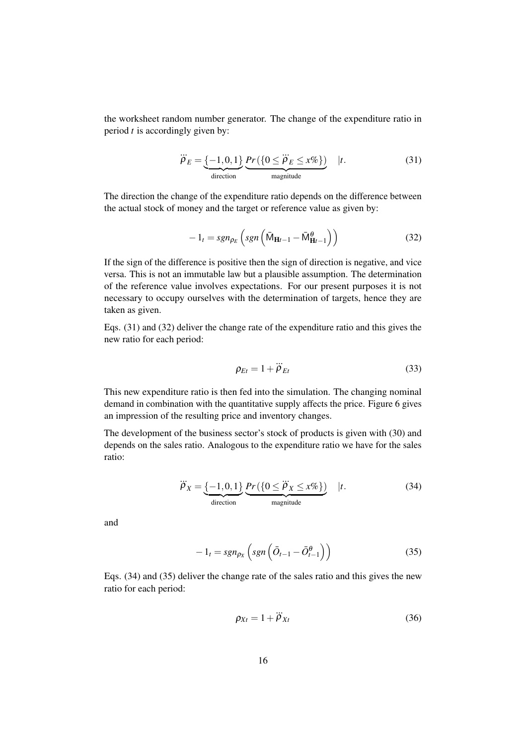the worksheet random number generator. The change of the expenditure ratio in period $t$ is accordingly given by:

$$\ddot{\rho}_E = \underbrace{\{-1,0,1\}}_{\text{direction}} \underbrace{Pr\left(\{0 \leq \ddot{\rho}_E \leq x\%\}\right)}_{\text{magnitude}} \quad |t. \tag{31}$$

The direction the change of the expenditure ratio depends on the difference between the actual stock of money and the target or reference value as given by:

$$-1_t = sgn_{\rho_E}\left(sgn\left(\bar{\mathsf{M}}_{\mathbf{H}t-1} - \bar{\mathsf{M}}^{\theta}_{\mathbf{H}t-1}\right)\right) \tag{32}$$

If the sign of the difference is positive then the sign of direction is negative, and vice versa. This is not an immutable law but a plausible assumption. The determination of the reference value involves expectations. For our present purposes it is not necessary to occupy ourselves with the determination of targets, hence they are taken as given.

Eqs. (31) and (32) deliver the change rate of the expenditure ratio and this gives the new ratio for each period:

$$\rho_{Et} = 1 + \ddot{\rho}_{Et} \tag{33}$$

This new expenditure ratio is then fed into the simulation. The changing nominal demand in combination with the quantitative supply affects the price. Figure 6 gives an impression of the resulting price and inventory changes.

The development of the business sector's stock of products is given with (30) and depends on the sales ratio. Analogous to the expenditure ratio we have for the sales ratio:

$$\ddot{\rho}_X = \underbrace{\{-1,0,1\}}_{\text{direction}} \underbrace{Pr\left(\{0 \leq \ddot{\rho}_X \leq x\%\}\right)}_{\text{magnitude}} \quad |t. \tag{34}$$

and

$$-1_t = sgn_{\rho_X}\left(sgn\left(\bar{O}_{t-1} - \bar{O}^{\theta}_{t-1}\right)\right) \tag{35}$$

Eqs. (34) and (35) deliver the change rate of the sales ratio and this gives the new ratio for each period:

$$\rho_{Xt} = 1 + \ddot{\rho}_{Xt} \tag{36}$$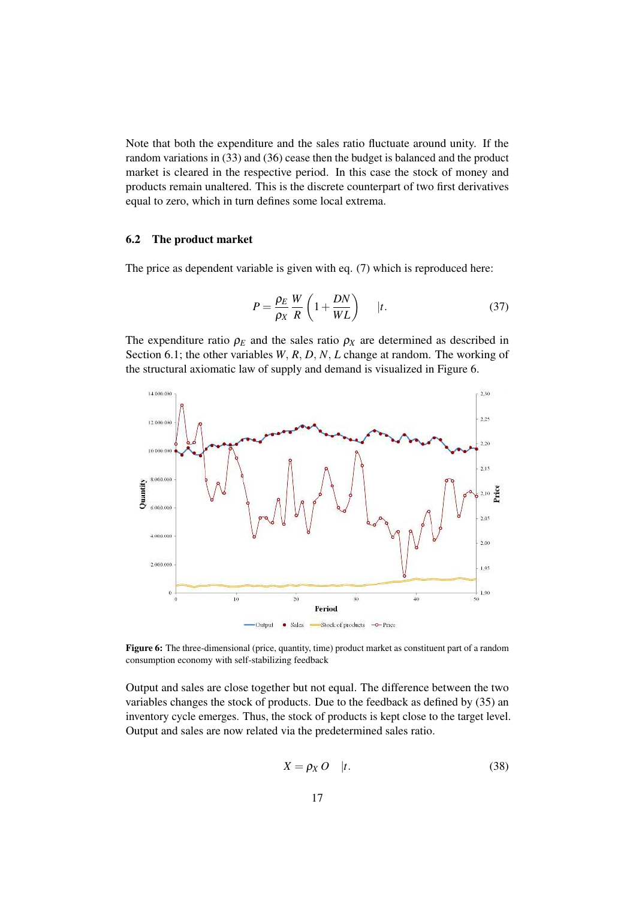Note that both the expenditure and the sales ratio fluctuate around unity. If the random variations in (33) and (36) cease then the budget is balanced and the product market is cleared in the respective period. In this case the stock of money and products remain unaltered. This is the discrete counterpart of two first derivatives equal to zero, which in turn defines some local extrema.

### 6.2 The product market

The price as dependent variable is given with eq. (7) which is reproduced here:

$$P = \frac{\rho_E}{\rho_X} \frac{W}{R} \left(1 + \frac{DN}{WL}\right) \quad |t. \tag{37}$$

The expenditure ratio $\rho_E$ and the sales ratio $\rho_X$ are determined as described in Section 6.1; the other variables $W$, $R$, $D$, $N$, $L$ change at random. The working of the structural axiomatic law of supply and demand is visualized in Figure 6.

**Figure 6:** The three-dimensional (price, quantity, time) product market as constituent part of a random consumption economy with self-stabilizing feedback

Output and sales are close together but not equal. The difference between the two variables changes the stock of products. Due to the feedback as defined by (35) an inventory cycle emerges. Thus, the stock of products is kept close to the target level. Output and sales are now related via the predetermined sales ratio.

$$X = \rho_X O \quad |t. \tag{38}$$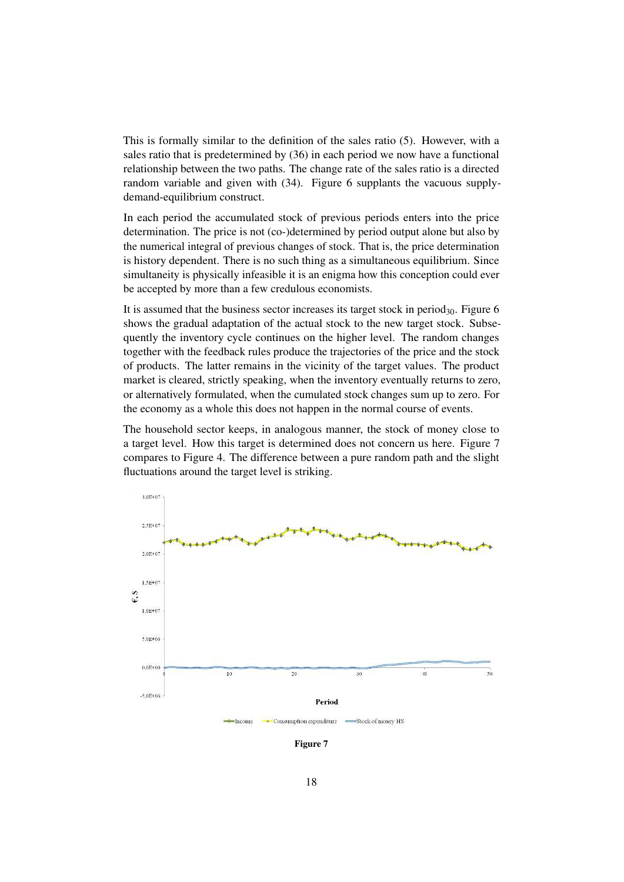This is formally similar to the definition of the sales ratio (5). However, with a sales ratio that is predetermined by (36) in each period we now have a functional relationship between the two paths. The change rate of the sales ratio is a directed random variable and given with (34). Figure 6 supplants the vacuous supply-demand-equilibrium construct.

In each period the accumulated stock of previous periods enters into the price determination. The price is not (co-)determined by period output alone but also by the numerical integral of previous changes of stock. That is, the price determination is history dependent. There is no such thing as a simultaneous equilibrium. Since simultaneity is physically infeasible it is an enigma how this conception could ever be accepted by more than a few credulous economists.

It is assumed that the business sector increases its target stock in period$_{30}$. Figure 6 shows the gradual adaptation of the actual stock to the new target stock. Subsequently the inventory cycle continues on the higher level. The random changes together with the feedback rules produce the trajectories of the price and the stock of products. The latter remains in the vicinity of the target values. The product market is cleared, strictly speaking, when the inventory eventually returns to zero, or alternatively formulated, when the cumulated stock changes sum up to zero. For the economy as a whole this does not happen in the normal course of events.

The household sector keeps, in analogous manner, the stock of money close to a target level. How this target is determined does not concern us here. Figure 7 compares to Figure 4. The difference between a pure random path and the slight fluctuations around the target level is striking.

**Figure 7**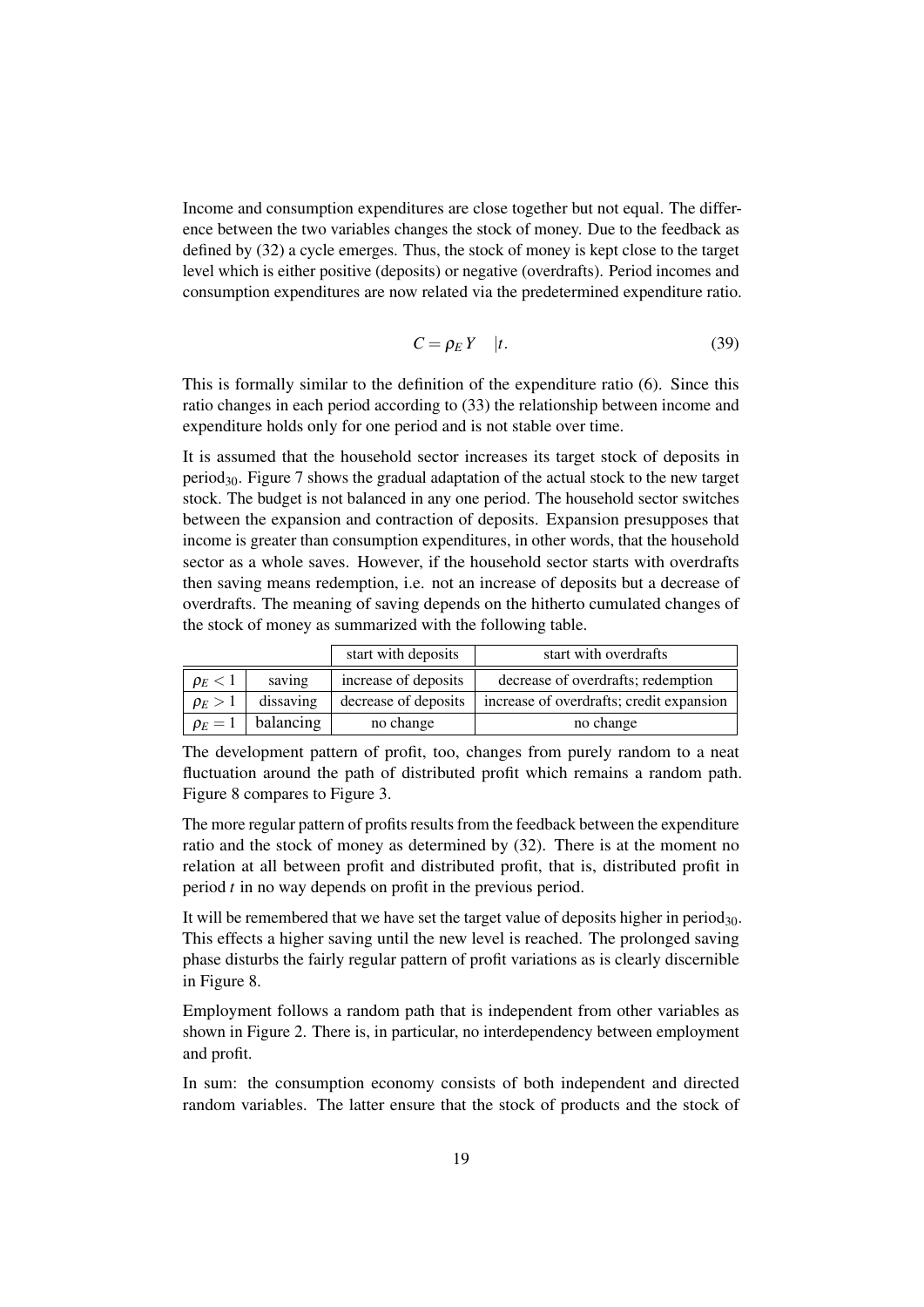Income and consumption expenditures are close together but not equal. The difference between the two variables changes the stock of money. Due to the feedback as defined by (32) a cycle emerges. Thus, the stock of money is kept close to the target level which is either positive (deposits) or negative (overdrafts). Period incomes and consumption expenditures are now related via the predetermined expenditure ratio.

$$C = \rho_E Y \quad |t. \tag{39}$$

This is formally similar to the definition of the expenditure ratio (6). Since this ratio changes in each period according to (33) the relationship between income and expenditure holds only for one period and is not stable over time.

It is assumed that the household sector increases its target stock of deposits in period$_{30}$. Figure 7 shows the gradual adaptation of the actual stock to the new target stock. The budget is not balanced in any one period. The household sector switches between the expansion and contraction of deposits. Expansion presupposes that income is greater than consumption expenditures, in other words, that the household sector as a whole saves. However, if the household sector starts with overdrafts then saving means redemption, i.e. not an increase of deposits but a decrease of overdrafts. The meaning of saving depends on the hitherto cumulated changes of the stock of money as summarized with the following table.

| | | start with deposits | start with overdrafts |
|---|---|---|---|
| $\rho_E < 1$ | saving | increase of deposits | decrease of overdrafts; redemption |
| $\rho_E > 1$ | dissaving | decrease of deposits | increase of overdrafts; credit expansion |
| $\rho_E = 1$ | balancing | no change | no change |

The development pattern of profit, too, changes from purely random to a neat fluctuation around the path of distributed profit which remains a random path. Figure 8 compares to Figure 3.

The more regular pattern of profits results from the feedback between the expenditure ratio and the stock of money as determined by (32). There is at the moment no relation at all between profit and distributed profit, that is, distributed profit in period $t$ in no way depends on profit in the previous period.

It will be remembered that we have set the target value of deposits higher in period$_{30}$. This effects a higher saving until the new level is reached. The prolonged saving phase disturbs the fairly regular pattern of profit variations as is clearly discernible in Figure 8.

Employment follows a random path that is independent from other variables as shown in Figure 2. There is, in particular, no interdependency between employment and profit.

In sum: the consumption economy consists of both independent and directed random variables. The latter ensure that the stock of products and the stock of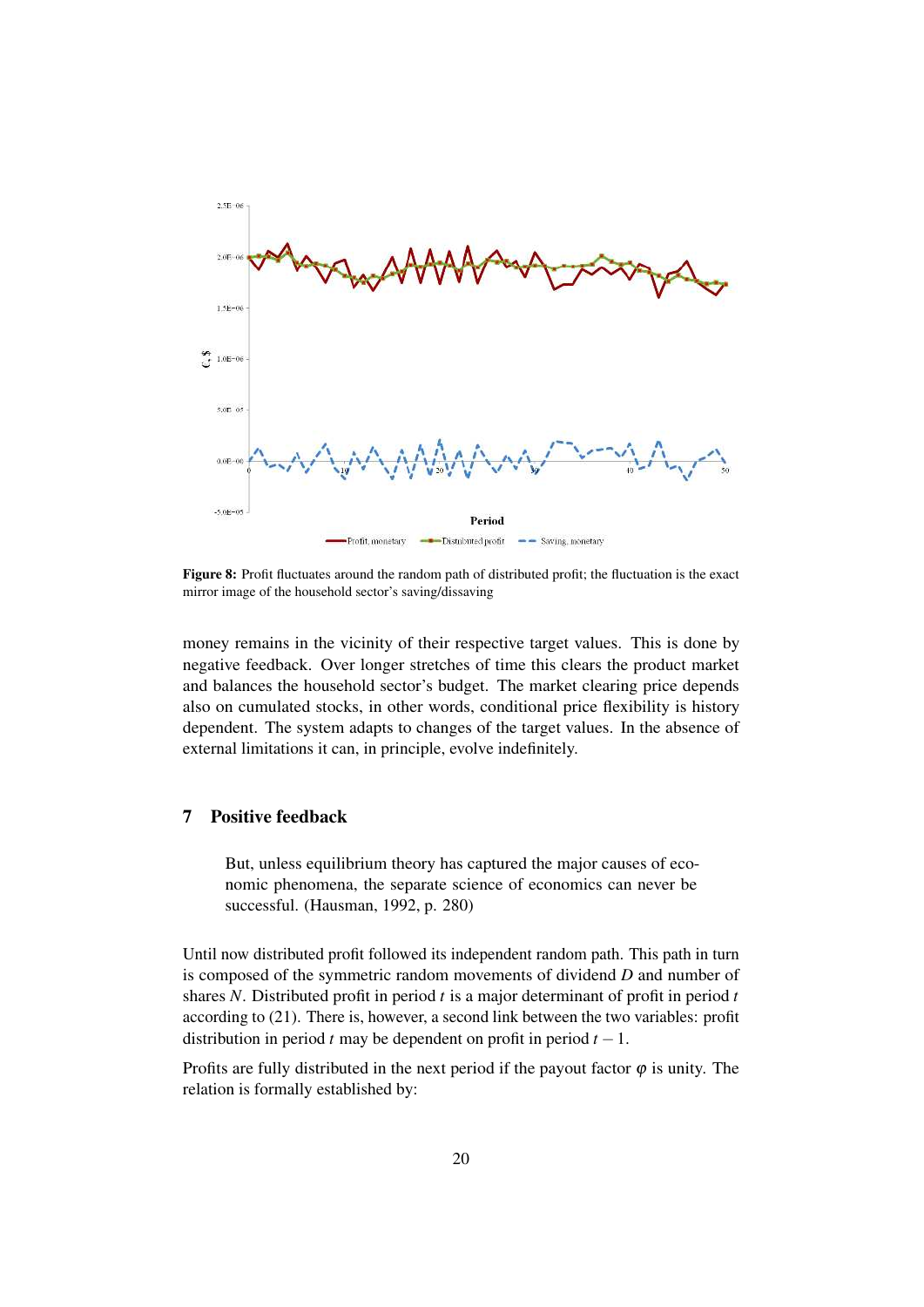**Figure 8:** Profit fluctuates around the random path of distributed profit; the fluctuation is the exact mirror image of the household sector's saving/dissaving

money remains in the vicinity of their respective target values. This is done by negative feedback. Over longer stretches of time this clears the product market and balances the household sector's budget. The market clearing price depends also on cumulated stocks, in other words, conditional price flexibility is history dependent. The system adapts to changes of the target values. In the absence of external limitations it can, in principle, evolve indefinitely.

## 7 Positive feedback

> But, unless equilibrium theory has captured the major causes of economic phenomena, the separate science of economics can never be successful. (Hausman, 1992, p. 280)

Until now distributed profit followed its independent random path. This path in turn is composed of the symmetric random movements of dividend $D$ and number of shares $N$. Distributed profit in period $t$ is a major determinant of profit in period $t$ according to (21). There is, however, a second link between the two variables: profit distribution in period $t$ may be dependent on profit in period $t-1$.

Profits are fully distributed in the next period if the payout factor $\varphi$ is unity. The relation is formally established by: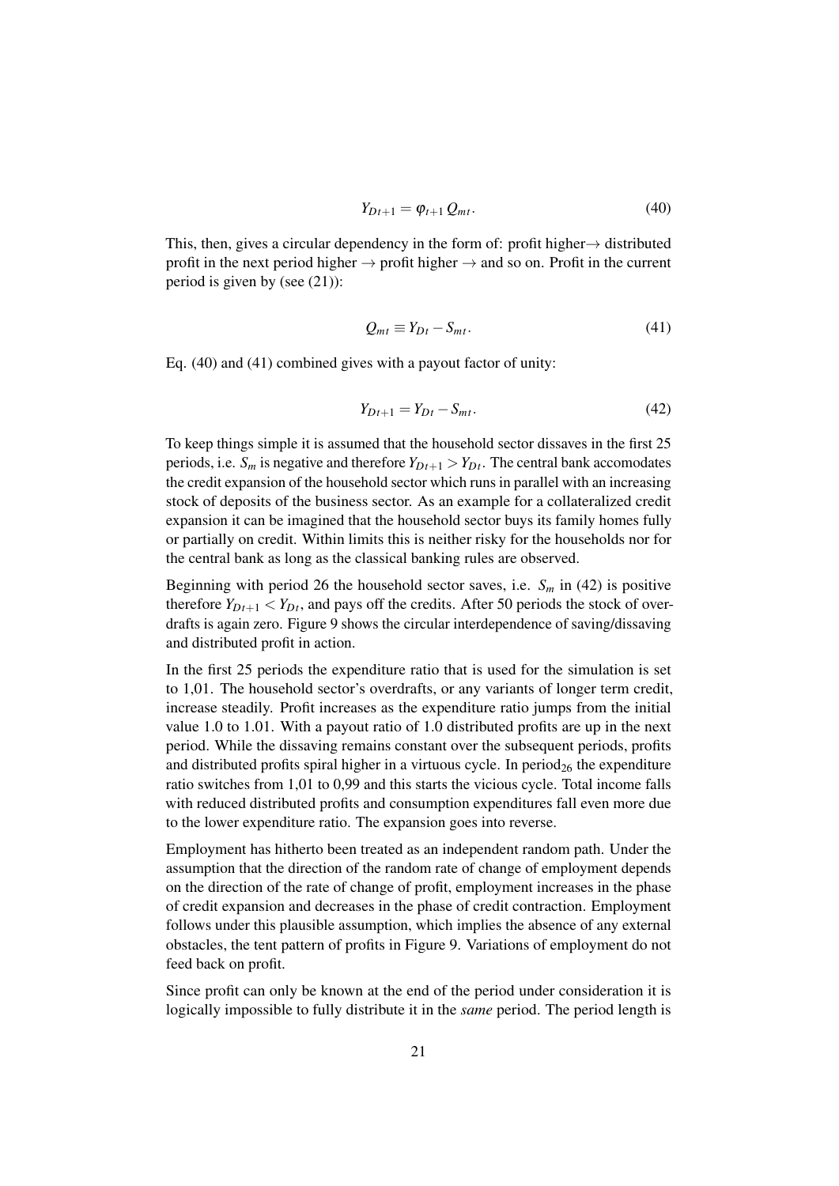$$Y_{Dt+1} = \varphi_{t+1} \, Q_{mt}. \tag{40}$$

This, then, gives a circular dependency in the form of: profit higher→ distributed profit in the next period higher → profit higher → and so on. Profit in the current period is given by (see (21)):

$$Q_{mt} \equiv Y_{Dt} - S_{mt}. \tag{41}$$

Eq. (40) and (41) combined gives with a payout factor of unity:

$$Y_{Dt+1} = Y_{Dt} - S_{mt}. \tag{42}$$

To keep things simple it is assumed that the household sector dissaves in the first 25 periods, i.e. $S_m$ is negative and therefore $Y_{Dt+1} > Y_{Dt}$. The central bank accomodates the credit expansion of the household sector which runs in parallel with an increasing stock of deposits of the business sector. As an example for a collateralized credit expansion it can be imagined that the household sector buys its family homes fully or partially on credit. Within limits this is neither risky for the households nor for the central bank as long as the classical banking rules are observed.

Beginning with period 26 the household sector saves, i.e. $S_m$ in (42) is positive therefore $Y_{Dt+1} < Y_{Dt}$, and pays off the credits. After 50 periods the stock of overdrafts is again zero. Figure 9 shows the circular interdependence of saving/dissaving and distributed profit in action.

In the first 25 periods the expenditure ratio that is used for the simulation is set to 1,01. The household sector's overdrafts, or any variants of longer term credit, increase steadily. Profit increases as the expenditure ratio jumps from the initial value 1.0 to 1.01. With a payout ratio of 1.0 distributed profits are up in the next period. While the dissaving remains constant over the subsequent periods, profits and distributed profits spiral higher in a virtuous cycle. In period$_{26}$ the expenditure ratio switches from 1,01 to 0,99 and this starts the vicious cycle. Total income falls with reduced distributed profits and consumption expenditures fall even more due to the lower expenditure ratio. The expansion goes into reverse.

Employment has hitherto been treated as an independent random path. Under the assumption that the direction of the random rate of change of employment depends on the direction of the rate of change of profit, employment increases in the phase of credit expansion and decreases in the phase of credit contraction. Employment follows under this plausible assumption, which implies the absence of any external obstacles, the tent pattern of profits in Figure 9. Variations of employment do not feed back on profit.

Since profit can only be known at the end of the period under consideration it is logically impossible to fully distribute it in the *same* period. The period length is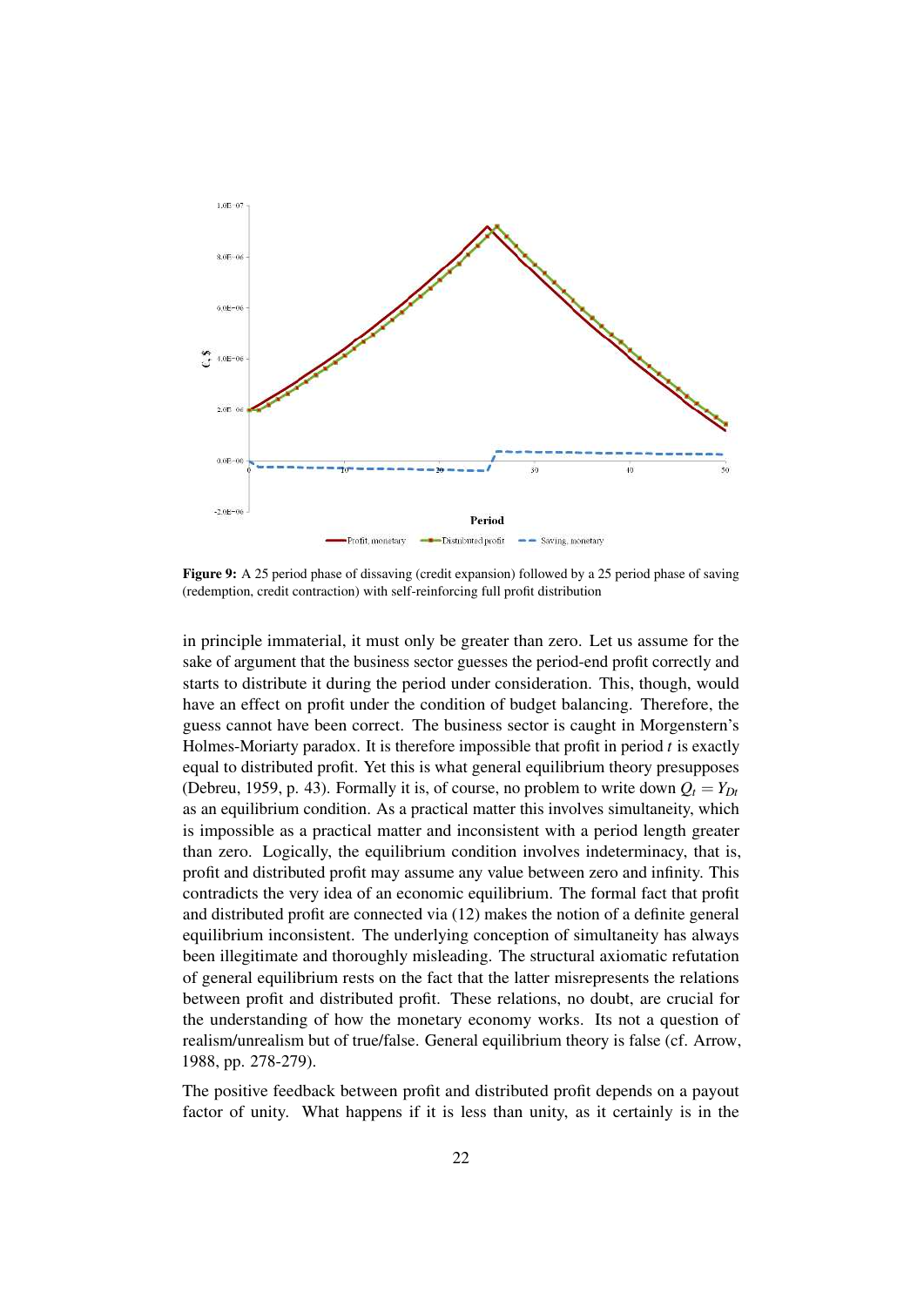**Figure 9:** A 25 period phase of dissaving (credit expansion) followed by a 25 period phase of saving (redemption, credit contraction) with self-reinforcing full profit distribution

in principle immaterial, it must only be greater than zero. Let us assume for the sake of argument that the business sector guesses the period-end profit correctly and starts to distribute it during the period under consideration. This, though, would have an effect on profit under the condition of budget balancing. Therefore, the guess cannot have been correct. The business sector is caught in Morgenstern's Holmes-Moriarty paradox. It is therefore impossible that profit in period $t$ is exactly equal to distributed profit. Yet this is what general equilibrium theory presupposes (Debreu, 1959, p. 43). Formally it is, of course, no problem to write down $Q_t = Y_{Dt}$ as an equilibrium condition. As a practical matter this involves simultaneity, which is impossible as a practical matter and inconsistent with a period length greater than zero. Logically, the equilibrium condition involves indeterminacy, that is, profit and distributed profit may assume any value between zero and infinity. This contradicts the very idea of an economic equilibrium. The formal fact that profit and distributed profit are connected via (12) makes the notion of a definite general equilibrium inconsistent. The underlying conception of simultaneity has always been illegitimate and thoroughly misleading. The structural axiomatic refutation of general equilibrium rests on the fact that the latter misrepresents the relations between profit and distributed profit. These relations, no doubt, are crucial for the understanding of how the monetary economy works. Its not a question of realism/unrealism but of true/false. General equilibrium theory is false (cf. Arrow, 1988, pp. 278-279).

The positive feedback between profit and distributed profit depends on a payout factor of unity. What happens if it is less than unity, as it certainly is in the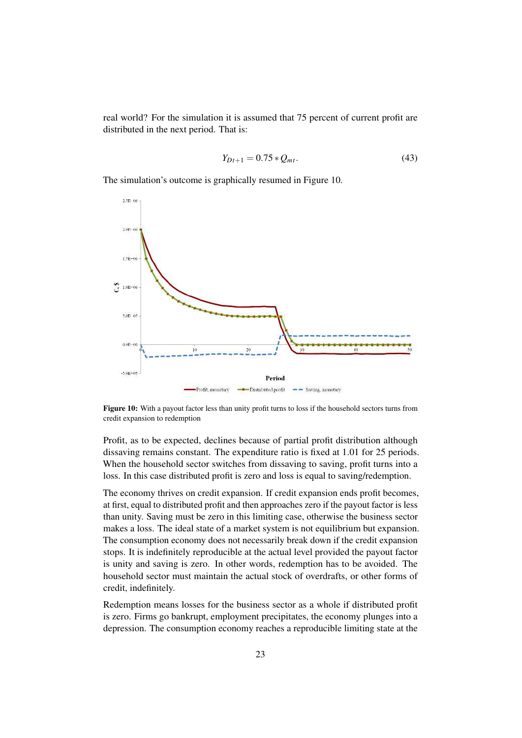real world? For the simulation it is assumed that 75 percent of current profit are distributed in the next period. That is:

$$Y_{Dt+1} = 0.75 * Q_{mt}. \tag{43}$$

The simulation's outcome is graphically resumed in Figure 10.

**Figure 10:** With a payout factor less than unity profit turns to loss if the household sectors turns from credit expansion to redemption

Profit, as to be expected, declines because of partial profit distribution although dissaving remains constant. The expenditure ratio is fixed at 1.01 for 25 periods. When the household sector switches from dissaving to saving, profit turns into a loss. In this case distributed profit is zero and loss is equal to saving/redemption.

The economy thrives on credit expansion. If credit expansion ends profit becomes, at first, equal to distributed profit and then approaches zero if the payout factor is less than unity. Saving must be zero in this limiting case, otherwise the business sector makes a loss. The ideal state of a market system is not equilibrium but expansion. The consumption economy does not necessarily break down if the credit expansion stops. It is indefinitely reproducible at the actual level provided the payout factor is unity and saving is zero. In other words, redemption has to be avoided. The household sector must maintain the actual stock of overdrafts, or other forms of credit, indefinitely.

Redemption means losses for the business sector as a whole if distributed profit is zero. Firms go bankrupt, employment precipitates, the economy plunges into a depression. The consumption economy reaches a reproducible limiting state at the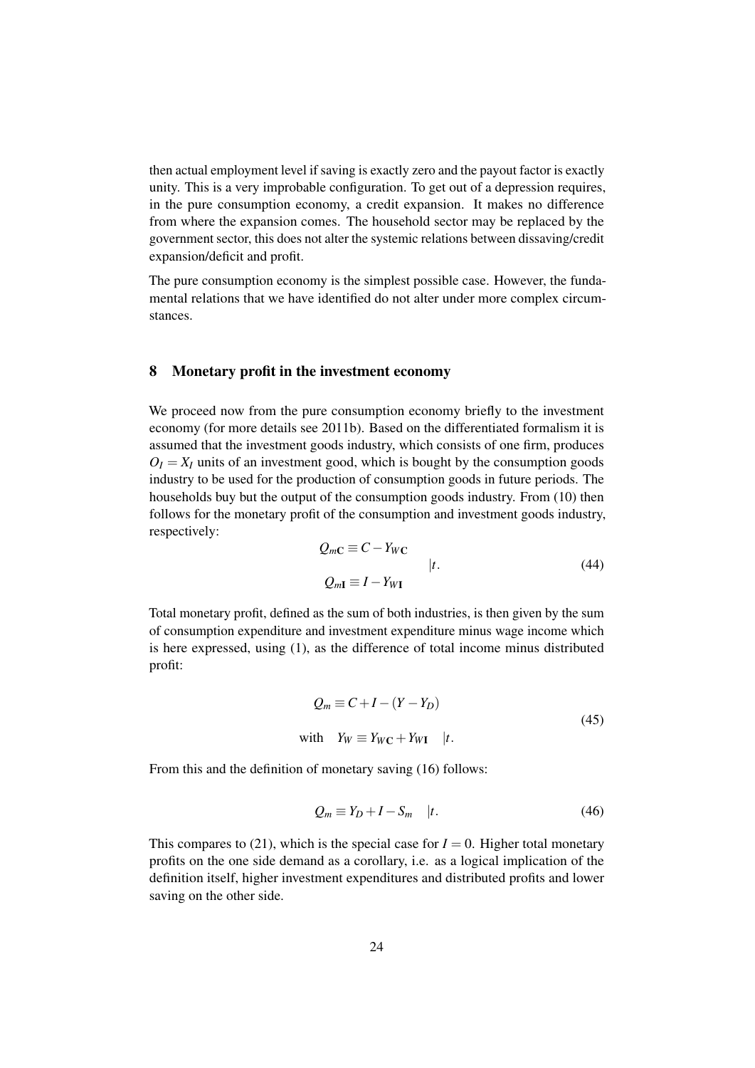then actual employment level if saving is exactly zero and the payout factor is exactly unity. This is a very improbable configuration. To get out of a depression requires, in the pure consumption economy, a credit expansion. It makes no difference from where the expansion comes. The household sector may be replaced by the government sector, this does not alter the systemic relations between dissaving/credit expansion/deficit and profit.

The pure consumption economy is the simplest possible case. However, the fundamental relations that we have identified do not alter under more complex circumstances.

## 8 Monetary profit in the investment economy

We proceed now from the pure consumption economy briefly to the investment economy (for more details see 2011b). Based on the differentiated formalism it is assumed that the investment goods industry, which consists of one firm, produces $O_I = X_I$ units of an investment good, which is bought by the consumption goods industry to be used for the production of consumption goods in future periods. The households buy but the output of the consumption goods industry. From (10) then follows for the monetary profit of the consumption and investment goods industry, respectively:

$$\left.\begin{aligned} Q_{m\mathbf{C}} &\equiv C - Y_{W\mathbf{C}} \\ Q_{m\mathbf{I}} &\equiv I - Y_{W\mathbf{I}} \end{aligned}\right| t. \tag{44}$$

Total monetary profit, defined as the sum of both industries, is then given by the sum of consumption expenditure and investment expenditure minus wage income which is here expressed, using (1), as the difference of total income minus distributed profit:

$$\begin{aligned} &Q_m \equiv C + I - (Y - Y_D) \\ &\text{with} \quad Y_W \equiv Y_{W\mathbf{C}} + Y_{W\mathbf{I}} \quad |t. \end{aligned} \tag{45}$$

From this and the definition of monetary saving (16) follows:

$$Q_m \equiv Y_D + I - S_m \quad |t. \tag{46}$$

This compares to (21), which is the special case for $I = 0$. Higher total monetary profits on the one side demand as a corollary, i.e. as a logical implication of the definition itself, higher investment expenditures and distributed profits and lower saving on the other side.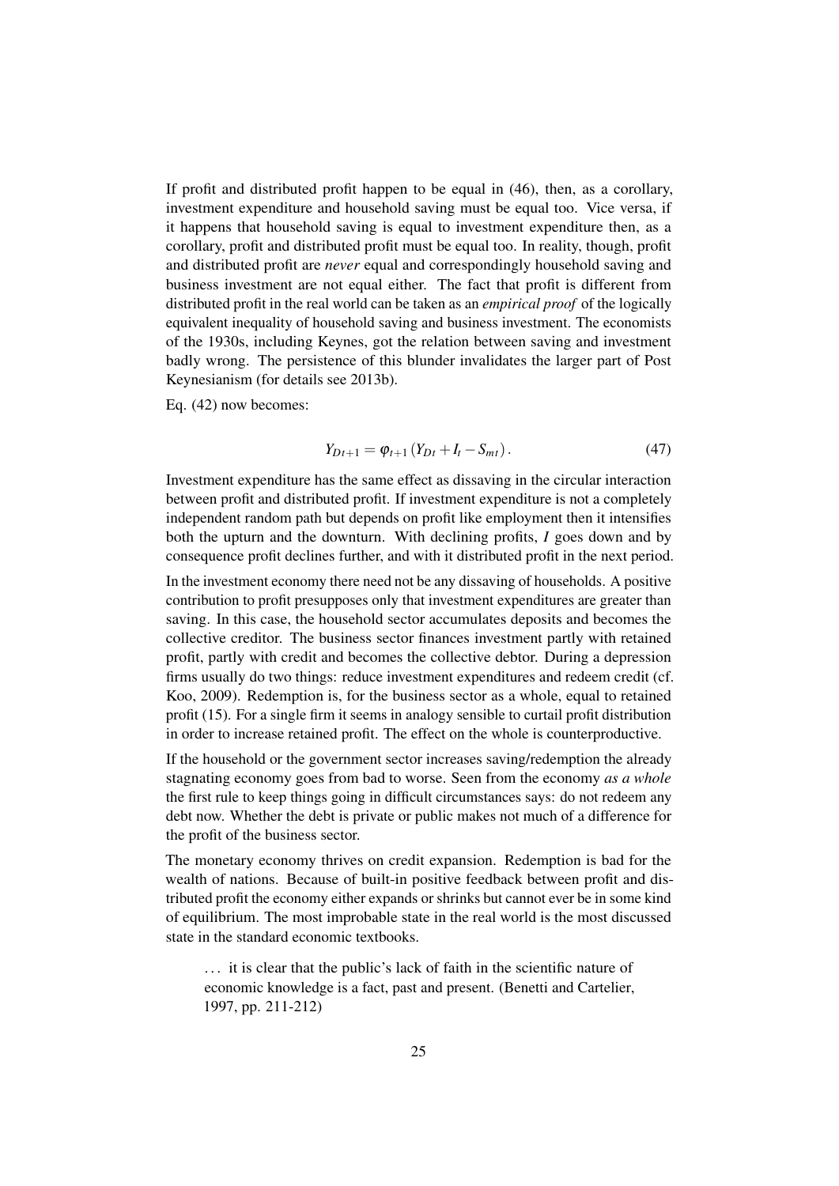If profit and distributed profit happen to be equal in (46), then, as a corollary, investment expenditure and household saving must be equal too. Vice versa, if it happens that household saving is equal to investment expenditure then, as a corollary, profit and distributed profit must be equal too. In reality, though, profit and distributed profit are *never* equal and correspondingly household saving and business investment are not equal either. The fact that profit is different from distributed profit in the real world can be taken as an *empirical proof* of the logically equivalent inequality of household saving and business investment. The economists of the 1930s, including Keynes, got the relation between saving and investment badly wrong. The persistence of this blunder invalidates the larger part of Post Keynesianism (for details see 2013b).

Eq. (42) now becomes:

$$Y_{Dt+1} = \varphi_{t+1} \left( Y_{Dt} + I_t - S_{mt} \right). \tag{47}$$

Investment expenditure has the same effect as dissaving in the circular interaction between profit and distributed profit. If investment expenditure is not a completely independent random path but depends on profit like employment then it intensifies both the upturn and the downturn. With declining profits, $I$ goes down and by consequence profit declines further, and with it distributed profit in the next period.

In the investment economy there need not be any dissaving of households. A positive contribution to profit presupposes only that investment expenditures are greater than saving. In this case, the household sector accumulates deposits and becomes the collective creditor. The business sector finances investment partly with retained profit, partly with credit and becomes the collective debtor. During a depression firms usually do two things: reduce investment expenditures and redeem credit (cf. Koo, 2009). Redemption is, for the business sector as a whole, equal to retained profit (15). For a single firm it seems in analogy sensible to curtail profit distribution in order to increase retained profit. The effect on the whole is counterproductive.

If the household or the government sector increases saving/redemption the already stagnating economy goes from bad to worse. Seen from the economy *as a whole* the first rule to keep things going in difficult circumstances says: do not redeem any debt now. Whether the debt is private or public makes not much of a difference for the profit of the business sector.

The monetary economy thrives on credit expansion. Redemption is bad for the wealth of nations. Because of built-in positive feedback between profit and distributed profit the economy either expands or shrinks but cannot ever be in some kind of equilibrium. The most improbable state in the real world is the most discussed state in the standard economic textbooks.

> ... it is clear that the public's lack of faith in the scientific nature of economic knowledge is a fact, past and present. (Benetti and Cartelier, 1997, pp. 211-212)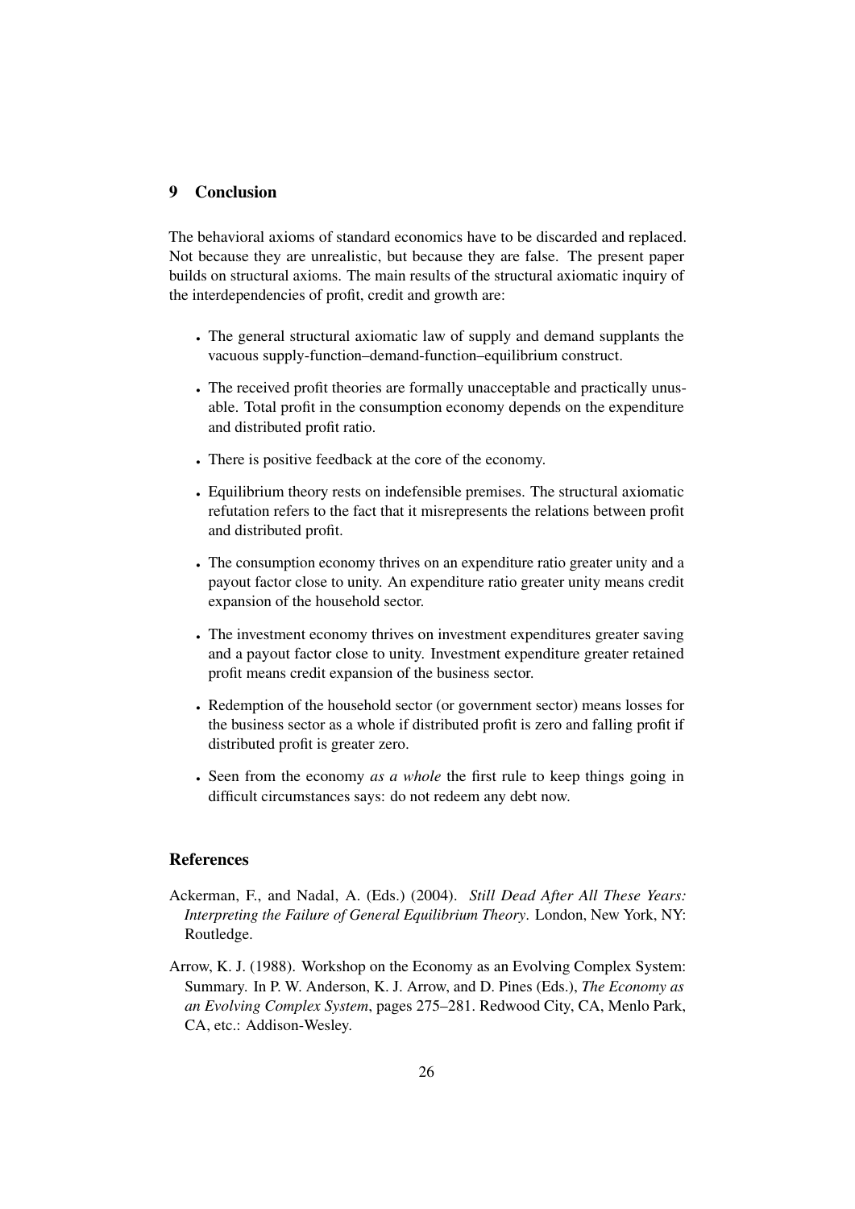## 9 Conclusion

The behavioral axioms of standard economics have to be discarded and replaced. Not because they are unrealistic, but because they are false. The present paper builds on structural axioms. The main results of the structural axiomatic inquiry of the interdependencies of profit, credit and growth are:

- The general structural axiomatic law of supply and demand supplants the vacuous supply-function–demand-function–equilibrium construct.
- The received profit theories are formally unacceptable and practically unusable. Total profit in the consumption economy depends on the expenditure and distributed profit ratio.
- There is positive feedback at the core of the economy.
- Equilibrium theory rests on indefensible premises. The structural axiomatic refutation refers to the fact that it misrepresents the relations between profit and distributed profit.
- The consumption economy thrives on an expenditure ratio greater unity and a payout factor close to unity. An expenditure ratio greater unity means credit expansion of the household sector.
- The investment economy thrives on investment expenditures greater saving and a payout factor close to unity. Investment expenditure greater retained profit means credit expansion of the business sector.
- Redemption of the household sector (or government sector) means losses for the business sector as a whole if distributed profit is zero and falling profit if distributed profit is greater zero.
- Seen from the economy *as a whole* the first rule to keep things going in difficult circumstances says: do not redeem any debt now.

## References

Ackerman, F., and Nadal, A. (Eds.) (2004). *Still Dead After All These Years: Interpreting the Failure of General Equilibrium Theory*. London, New York, NY: Routledge.

Arrow, K. J. (1988). Workshop on the Economy as an Evolving Complex System: Summary. In P. W. Anderson, K. J. Arrow, and D. Pines (Eds.), *The Economy as an Evolving Complex System*, pages 275–281. Redwood City, CA, Menlo Park, CA, etc.: Addison-Wesley.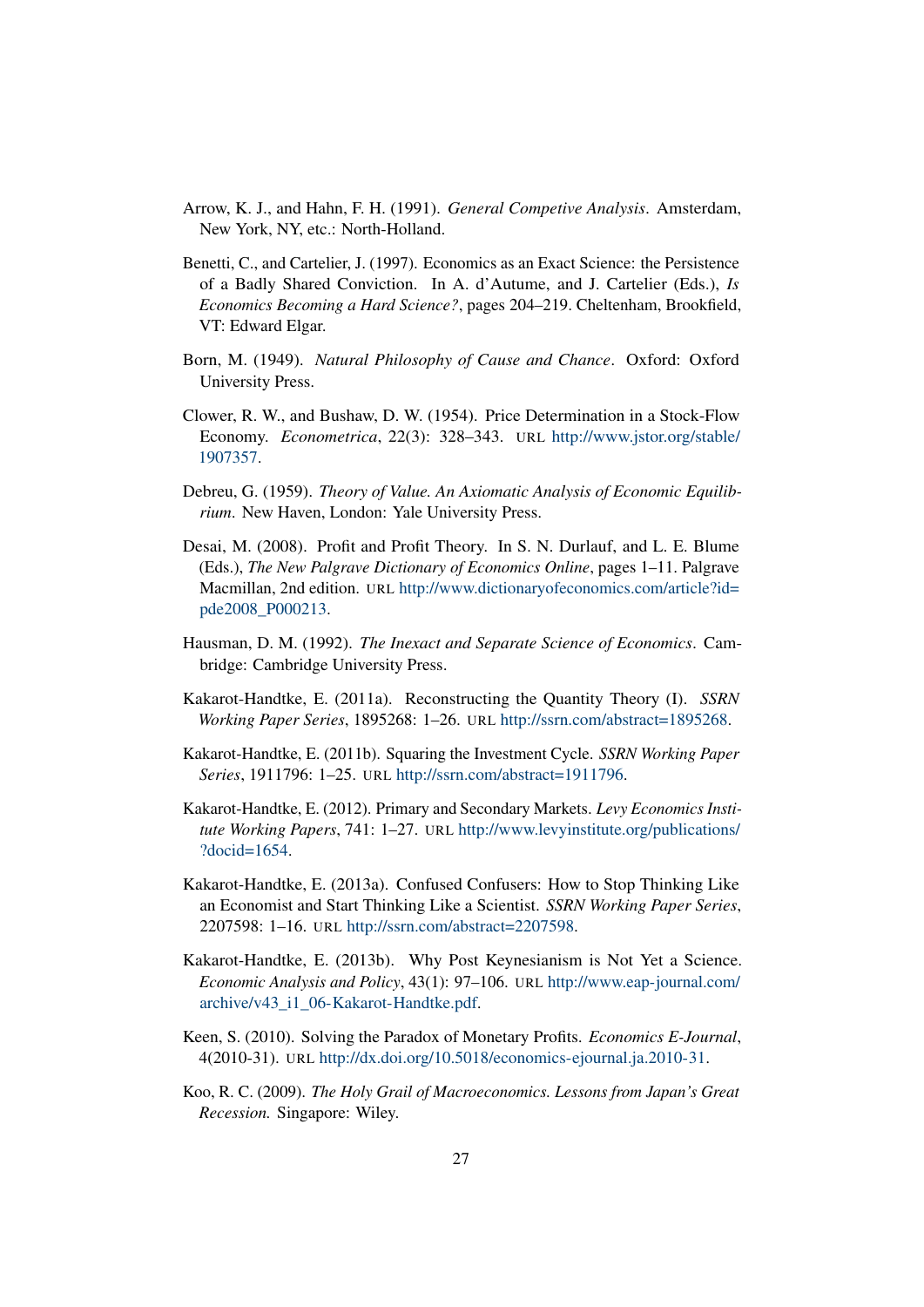Arrow, K. J., and Hahn, F. H. (1991). *General Competive Analysis*. Amsterdam, New York, NY, etc.: North-Holland.

Benetti, C., and Cartelier, J. (1997). Economics as an Exact Science: the Persistence of a Badly Shared Conviction. In A. d'Autume, and J. Cartelier (Eds.), *Is Economics Becoming a Hard Science?*, pages 204–219. Cheltenham, Brookfield, VT: Edward Elgar.

Born, M. (1949). *Natural Philosophy of Cause and Chance*. Oxford: Oxford University Press.

Clower, R. W., and Bushaw, D. W. (1954). Price Determination in a Stock-Flow Economy. *Econometrica*, 22(3): 328–343. URL http://www.jstor.org/stable/1907357.

Debreu, G. (1959). *Theory of Value. An Axiomatic Analysis of Economic Equilibrium*. New Haven, London: Yale University Press.

Desai, M. (2008). Profit and Profit Theory. In S. N. Durlauf, and L. E. Blume (Eds.), *The New Palgrave Dictionary of Economics Online*, pages 1–11. Palgrave Macmillan, 2nd edition. URL http://www.dictionaryofeconomics.com/article?id=pde2008_P000213.

Hausman, D. M. (1992). *The Inexact and Separate Science of Economics*. Cambridge: Cambridge University Press.

Kakarot-Handtke, E. (2011a). Reconstructing the Quantity Theory (I). *SSRN Working Paper Series*, 1895268: 1–26. URL http://ssrn.com/abstract=1895268.

Kakarot-Handtke, E. (2011b). Squaring the Investment Cycle. *SSRN Working Paper Series*, 1911796: 1–25. URL http://ssrn.com/abstract=1911796.

Kakarot-Handtke, E. (2012). Primary and Secondary Markets. *Levy Economics Institute Working Papers*, 741: 1–27. URL http://www.levyinstitute.org/publications/?docid=1654.

Kakarot-Handtke, E. (2013a). Confused Confusers: How to Stop Thinking Like an Economist and Start Thinking Like a Scientist. *SSRN Working Paper Series*, 2207598: 1–16. URL http://ssrn.com/abstract=2207598.

Kakarot-Handtke, E. (2013b). Why Post Keynesianism is Not Yet a Science. *Economic Analysis and Policy*, 43(1): 97–106. URL http://www.eap-journal.com/archive/v43_i1_06-Kakarot-Handtke.pdf.

Keen, S. (2010). Solving the Paradox of Monetary Profits. *Economics E-Journal*, 4(2010-31). URL http://dx.doi.org/10.5018/economics-ejournal.ja.2010-31.

Koo, R. C. (2009). *The Holy Grail of Macroeconomics. Lessons from Japan's Great Recession.* Singapore: Wiley.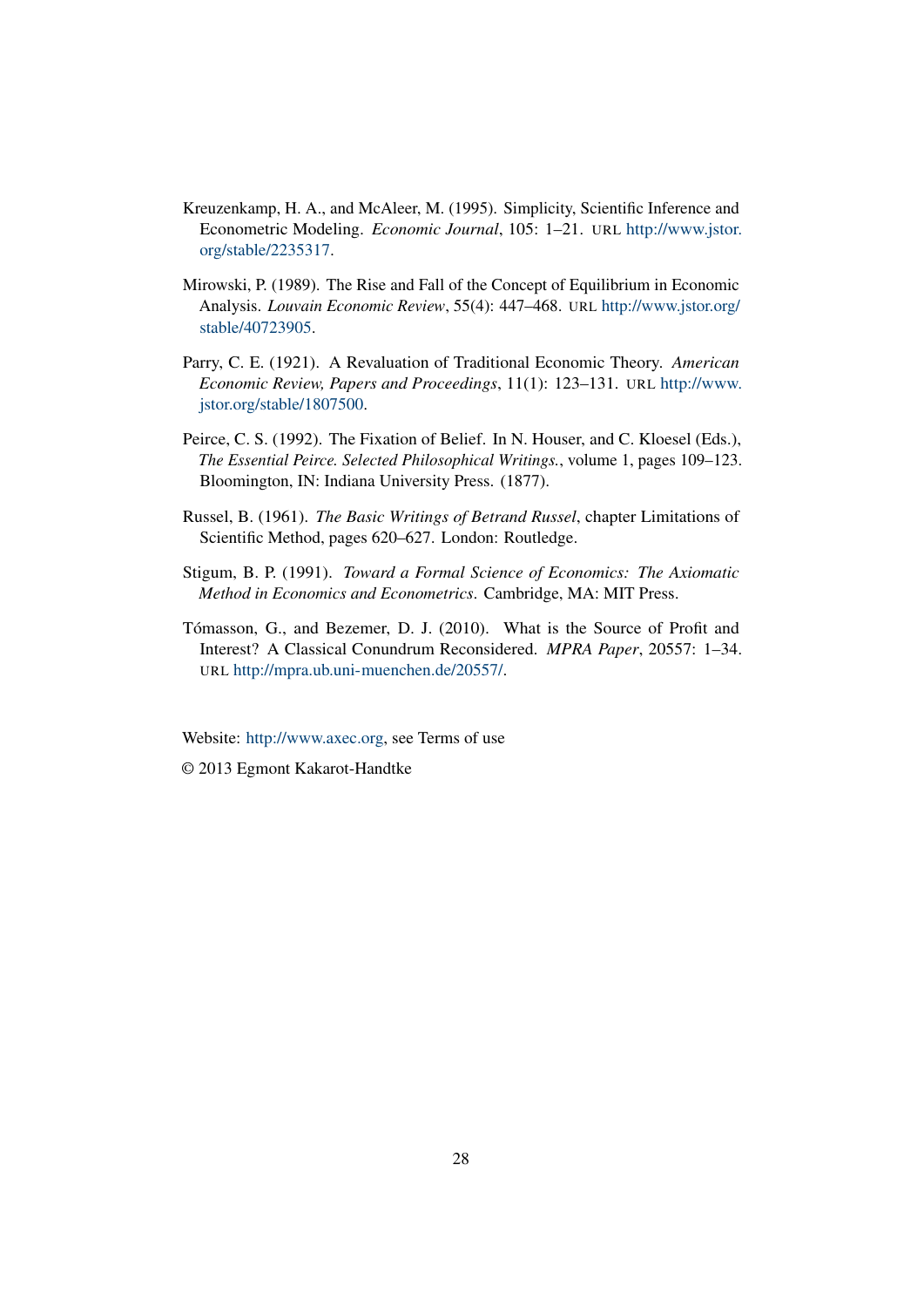Kreuzenkamp, H. A., and McAleer, M. (1995). Simplicity, Scientific Inference and Econometric Modeling. *Economic Journal*, 105: 1–21. URL http://www.jstor.org/stable/2235317.

Mirowski, P. (1989). The Rise and Fall of the Concept of Equilibrium in Economic Analysis. *Louvain Economic Review*, 55(4): 447–468. URL http://www.jstor.org/stable/40723905.

Parry, C. E. (1921). A Revaluation of Traditional Economic Theory. *American Economic Review, Papers and Proceedings*, 11(1): 123–131. URL http://www.jstor.org/stable/1807500.

Peirce, C. S. (1992). The Fixation of Belief. In N. Houser, and C. Kloesel (Eds.), *The Essential Peirce. Selected Philosophical Writings.*, volume 1, pages 109–123. Bloomington, IN: Indiana University Press. (1877).

Russel, B. (1961). *The Basic Writings of Betrand Russel*, chapter Limitations of Scientific Method, pages 620–627. London: Routledge.

Stigum, B. P. (1991). *Toward a Formal Science of Economics: The Axiomatic Method in Economics and Econometrics*. Cambridge, MA: MIT Press.

Tómasson, G., and Bezemer, D. J. (2010). What is the Source of Profit and Interest? A Classical Conundrum Reconsidered. *MPRA Paper*, 20557: 1–34. URL http://mpra.ub.uni-muenchen.de/20557/.

Website: http://www.axec.org, see Terms of use

© 2013 Egmont Kakarot-Handtke